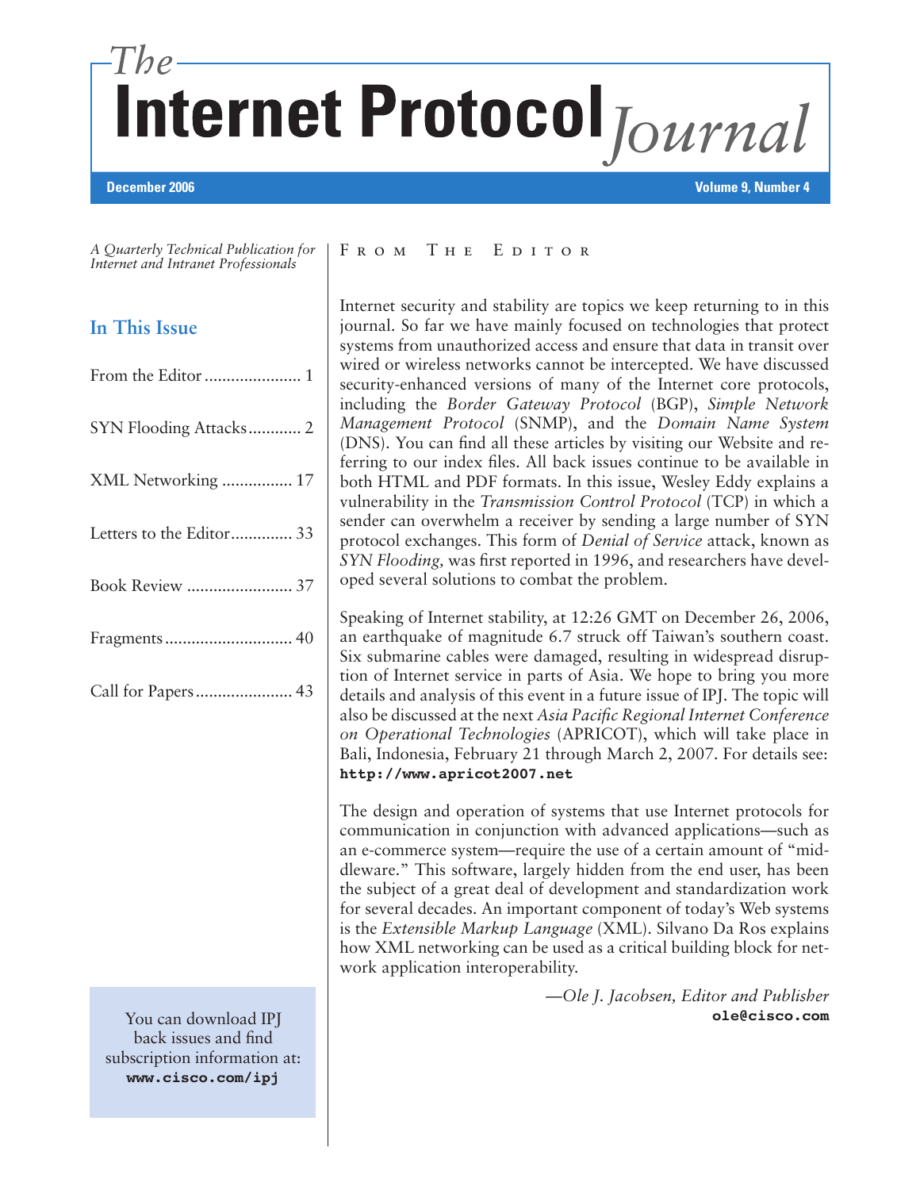# The Internet Protocol Journal

**December 2006** — **Volume 9, Number 4**

*A Quarterly Technical Publication for Internet and Intranet Professionals*

## In This Issue

- From the Editor ...................... 1
- SYN Flooding Attacks............ 2
- XML Networking ................ 17
- Letters to the Editor.............. 33
- Book Review ........................ 37
- Fragments............................. 40
- Call for Papers...................... 43

You can download IPJ back issues and find subscription information at: **www.cisco.com/ipj**

## From The Editor

Internet security and stability are topics we keep returning to in this journal. So far we have mainly focused on technologies that protect systems from unauthorized access and ensure that data in transit over wired or wireless networks cannot be intercepted. We have discussed security-enhanced versions of many of the Internet core protocols, including the *Border Gateway Protocol* (BGP), *Simple Network Management Protocol* (SNMP), and the *Domain Name System* (DNS). You can find all these articles by visiting our Website and referring to our index files. All back issues continue to be available in both HTML and PDF formats. In this issue, Wesley Eddy explains a vulnerability in the *Transmission Control Protocol* (TCP) in which a sender can overwhelm a receiver by sending a large number of SYN protocol exchanges. This form of *Denial of Service* attack, known as *SYN Flooding,* was first reported in 1996, and researchers have developed several solutions to combat the problem.

Speaking of Internet stability, at 12:26 GMT on December 26, 2006, an earthquake of magnitude 6.7 struck off Taiwan's southern coast. Six submarine cables were damaged, resulting in widespread disruption of Internet service in parts of Asia. We hope to bring you more details and analysis of this event in a future issue of IPJ. The topic will also be discussed at the next *Asia Pacific Regional Internet Conference on Operational Technologies* (APRICOT), which will take place in Bali, Indonesia, February 21 through March 2, 2007. For details see: **http://www.apricot2007.net**

The design and operation of systems that use Internet protocols for communication in conjunction with advanced applications—such as an e-commerce system—require the use of a certain amount of "middleware." This software, largely hidden from the end user, has been the subject of a great deal of development and standardization work for several decades. An important component of today's Web systems is the *Extensible Markup Language* (XML). Silvano Da Ros explains how XML networking can be used as a critical building block for network application interoperability.

*—Ole J. Jacobsen, Editor and Publisher*
**ole@cisco.com**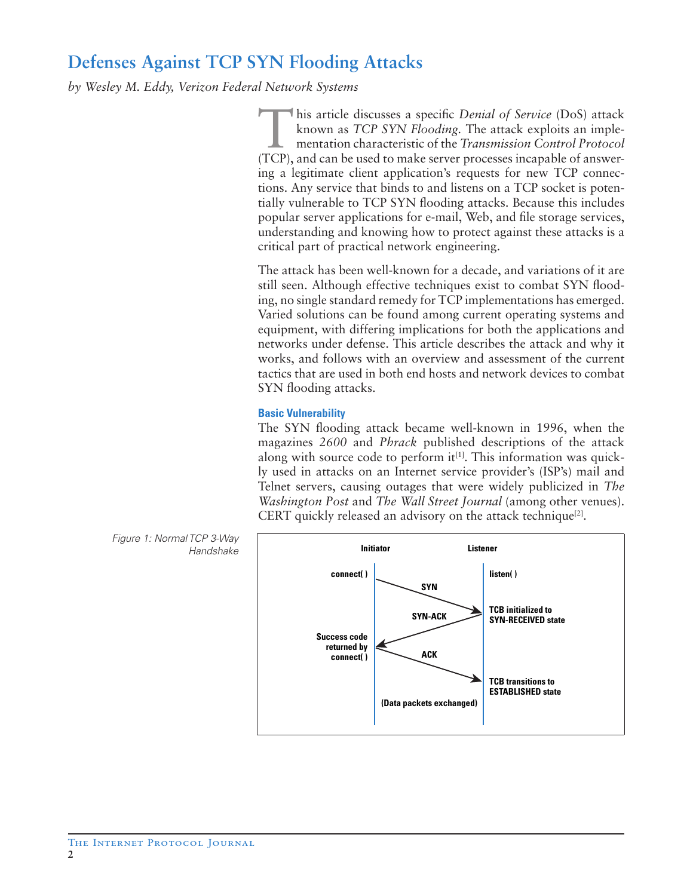# Defenses Against TCP SYN Flooding Attacks

*by Wesley M. Eddy, Verizon Federal Network Systems*

This article discusses a specific *Denial of Service* (DoS) attack known as *TCP SYN Flooding*. The attack exploits an implementation characteristic of the *Transmission Control Protocol* (TCP), and can be used to make server processes incapable of answering a legitimate client application's requests for new TCP connections. Any service that binds to and listens on a TCP socket is potentially vulnerable to TCP SYN flooding attacks. Because this includes popular server applications for e-mail, Web, and file storage services, understanding and knowing how to protect against these attacks is a critical part of practical network engineering.

The attack has been well-known for a decade, and variations of it are still seen. Although effective techniques exist to combat SYN flooding, no single standard remedy for TCP implementations has emerged. Varied solutions can be found among current operating systems and equipment, with differing implications for both the applications and networks under defense. This article describes the attack and why it works, and follows with an overview and assessment of the current tactics that are used in both end hosts and network devices to combat SYN flooding attacks.

### Basic Vulnerability

The SYN flooding attack became well-known in 1996, when the magazines *2600* and *Phrack* published descriptions of the attack along with source code to perform it[1]. This information was quickly used in attacks on an Internet service provider's (ISP's) mail and Telnet servers, causing outages that were widely publicized in *The Washington Post* and *The Wall Street Journal* (among other venues). CERT quickly released an advisory on the attack technique[2].

Figure 1: Normal TCP 3-Way Handshake

| Initiator | | Listener |
|---|---|---|
| connect( ) | SYN → | listen( ) |
| | ← SYN-ACK | TCB initialized to SYN-RECEIVED state |
| Success code returned by connect( ) | ACK → | |
| | | TCB transitions to ESTABLISHED state |
| | (Data packets exchanged) | |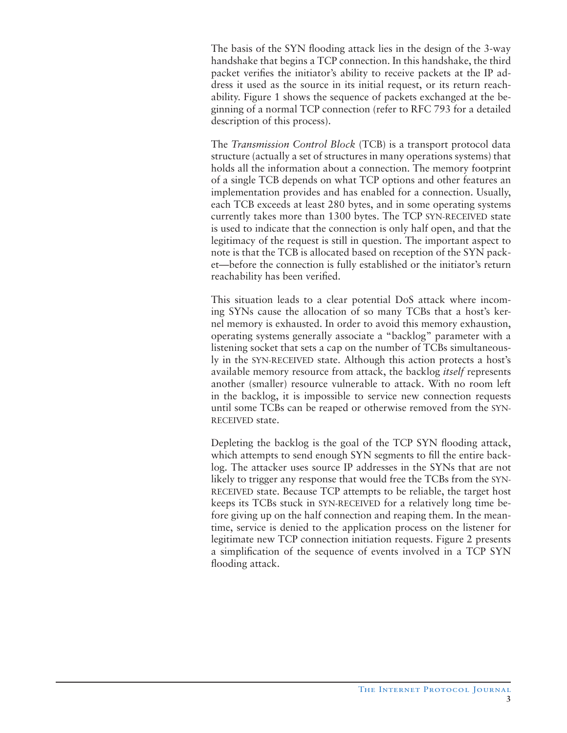The basis of the SYN flooding attack lies in the design of the 3-way handshake that begins a TCP connection. In this handshake, the third packet verifies the initiator's ability to receive packets at the IP address it used as the source in its initial request, or its return reachability. Figure 1 shows the sequence of packets exchanged at the beginning of a normal TCP connection (refer to RFC 793 for a detailed description of this process).

The *Transmission Control Block* (TCB) is a transport protocol data structure (actually a set of structures in many operations systems) that holds all the information about a connection. The memory footprint of a single TCB depends on what TCP options and other features an implementation provides and has enabled for a connection. Usually, each TCB exceeds at least 280 bytes, and in some operating systems currently takes more than 1300 bytes. The TCP SYN-RECEIVED state is used to indicate that the connection is only half open, and that the legitimacy of the request is still in question. The important aspect to note is that the TCB is allocated based on reception of the SYN packet—before the connection is fully established or the initiator's return reachability has been verified.

This situation leads to a clear potential DoS attack where incoming SYNs cause the allocation of so many TCBs that a host's kernel memory is exhausted. In order to avoid this memory exhaustion, operating systems generally associate a "backlog" parameter with a listening socket that sets a cap on the number of TCBs simultaneously in the SYN-RECEIVED state. Although this action protects a host's available memory resource from attack, the backlog *itself* represents another (smaller) resource vulnerable to attack. With no room left in the backlog, it is impossible to service new connection requests until some TCBs can be reaped or otherwise removed from the SYN-RECEIVED state.

Depleting the backlog is the goal of the TCP SYN flooding attack, which attempts to send enough SYN segments to fill the entire backlog. The attacker uses source IP addresses in the SYNs that are not likely to trigger any response that would free the TCBs from the SYN-RECEIVED state. Because TCP attempts to be reliable, the target host keeps its TCBs stuck in SYN-RECEIVED for a relatively long time before giving up on the half connection and reaping them. In the meantime, service is denied to the application process on the listener for legitimate new TCP connection initiation requests. Figure 2 presents a simplification of the sequence of events involved in a TCP SYN flooding attack.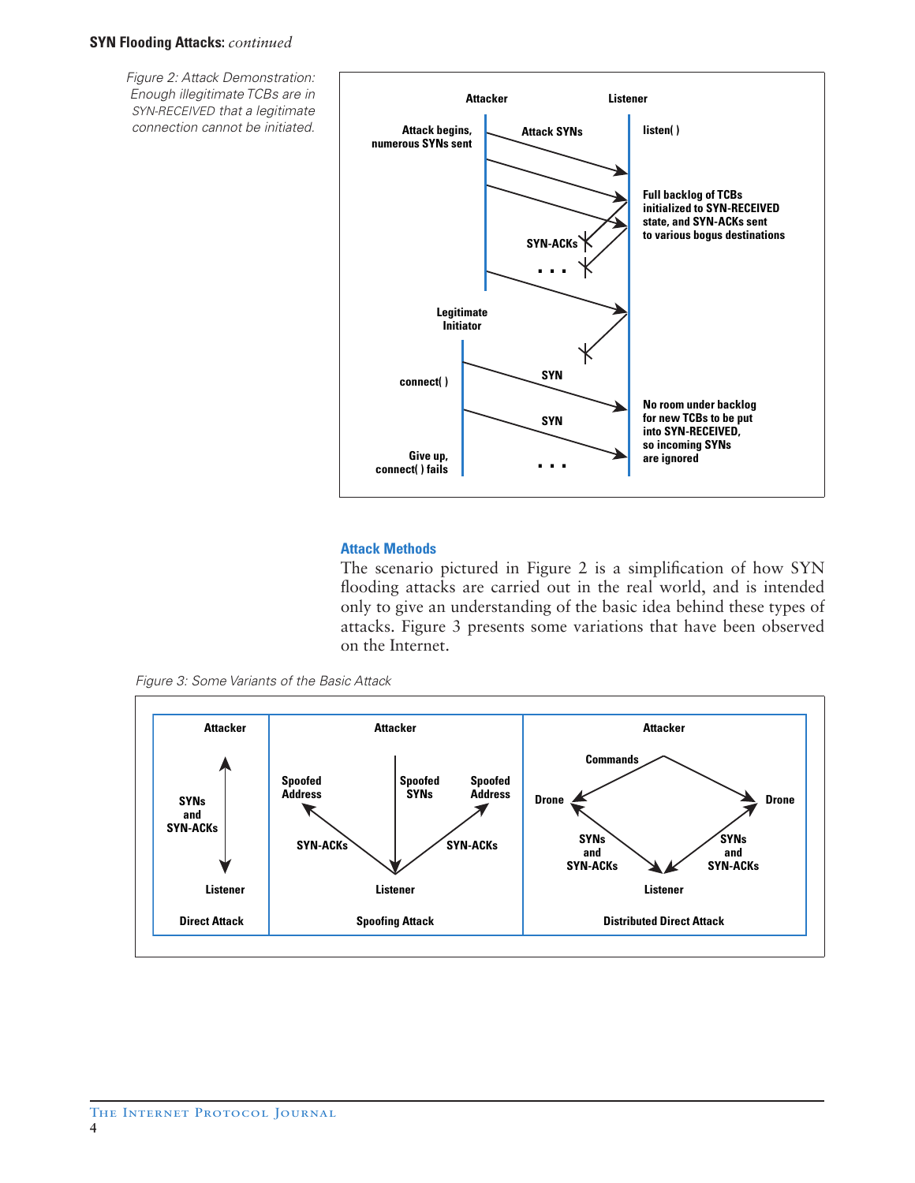Figure 2: Attack Demonstration: Enough illegitimate TCBs are in SYN-RECEIVED that a legitimate connection cannot be initiated.

Attacker | Listener

Attack begins, numerous SYNs sent — Attack SYNs — listen( )

Full backlog of TCBs initialized to SYN-RECEIVED state, and SYN-ACKs sent to various bogus destinations

SYN-ACKs . . .

Legitimate Initiator

connect( ) — SYN

No room under backlog for new TCBs to be put into SYN-RECEIVED, so incoming SYNs are ignored

SYN . . .

Give up, connect( ) fails

### Attack Methods

The scenario pictured in Figure 2 is a simplification of how SYN flooding attacks are carried out in the real world, and is intended only to give an understanding of the basic idea behind these types of attacks. Figure 3 presents some variations that have been observed on the Internet.

Figure 3: Some Variants of the Basic Attack

**Direct Attack:** Attacker — SYNs and SYN-ACKs — Listener

**Spoofing Attack:** Attacker — Spoofed SYNs — Listener; Listener — SYN-ACKs — Spoofed Address; Listener — SYN-ACKs — Spoofed Address

**Distributed Direct Attack:** Attacker — Commands — Drone, Drone; Drone — SYNs and SYN-ACKs — Listener; Drone — SYNs and SYN-ACKs — Listener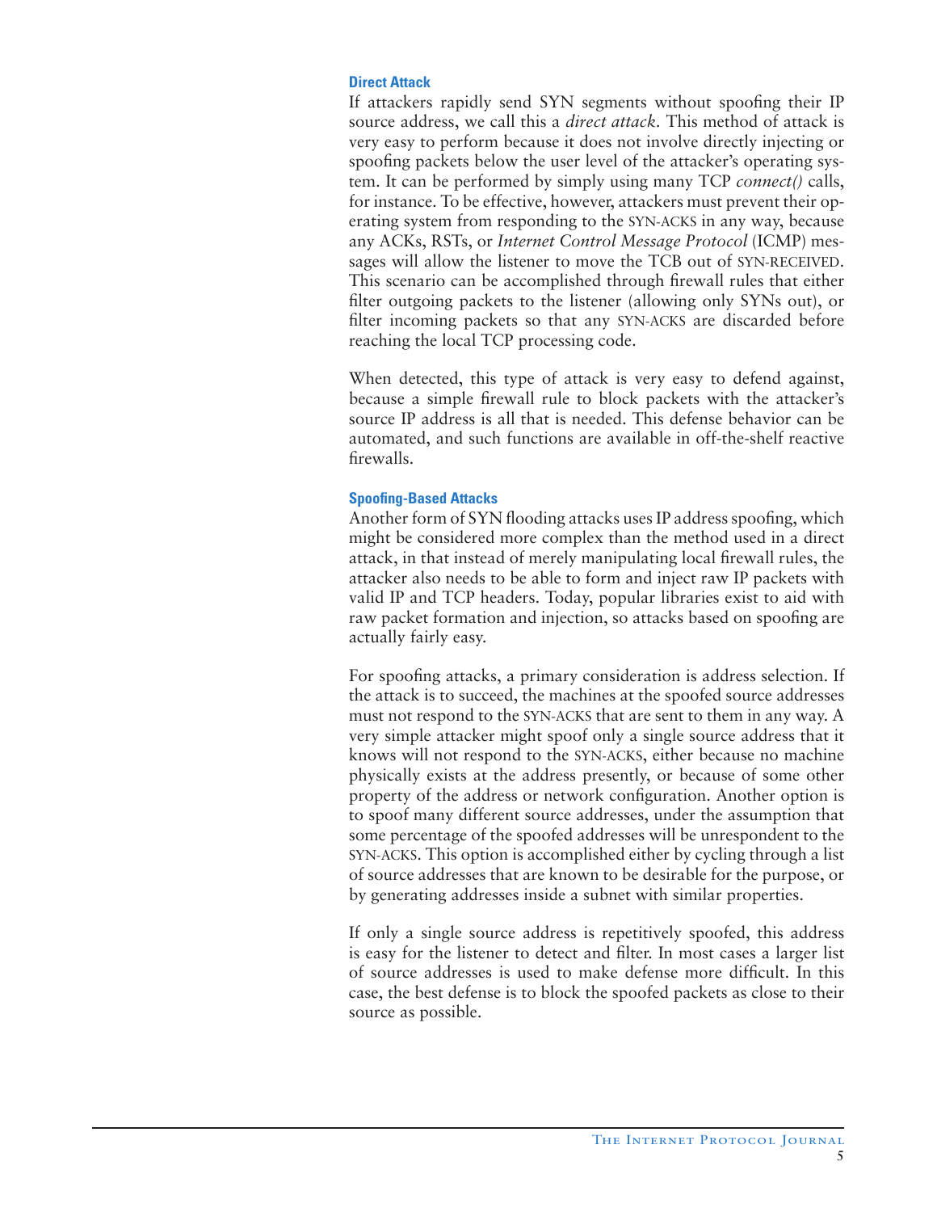### Direct Attack

If attackers rapidly send SYN segments without spoofing their IP source address, we call this a *direct attack*. This method of attack is very easy to perform because it does not involve directly injecting or spoofing packets below the user level of the attacker's operating system. It can be performed by simply using many TCP *connect()* calls, for instance. To be effective, however, attackers must prevent their operating system from responding to the SYN-ACKS in any way, because any ACKs, RSTs, or *Internet Control Message Protocol* (ICMP) messages will allow the listener to move the TCB out of SYN-RECEIVED. This scenario can be accomplished through firewall rules that either filter outgoing packets to the listener (allowing only SYNs out), or filter incoming packets so that any SYN-ACKS are discarded before reaching the local TCP processing code.

When detected, this type of attack is very easy to defend against, because a simple firewall rule to block packets with the attacker's source IP address is all that is needed. This defense behavior can be automated, and such functions are available in off-the-shelf reactive firewalls.

### Spoofing-Based Attacks

Another form of SYN flooding attacks uses IP address spoofing, which might be considered more complex than the method used in a direct attack, in that instead of merely manipulating local firewall rules, the attacker also needs to be able to form and inject raw IP packets with valid IP and TCP headers. Today, popular libraries exist to aid with raw packet formation and injection, so attacks based on spoofing are actually fairly easy.

For spoofing attacks, a primary consideration is address selection. If the attack is to succeed, the machines at the spoofed source addresses must not respond to the SYN-ACKS that are sent to them in any way. A very simple attacker might spoof only a single source address that it knows will not respond to the SYN-ACKS, either because no machine physically exists at the address presently, or because of some other property of the address or network configuration. Another option is to spoof many different source addresses, under the assumption that some percentage of the spoofed addresses will be unrespondent to the SYN-ACKS. This option is accomplished either by cycling through a list of source addresses that are known to be desirable for the purpose, or by generating addresses inside a subnet with similar properties.

If only a single source address is repetitively spoofed, this address is easy for the listener to detect and filter. In most cases a larger list of source addresses is used to make defense more difficult. In this case, the best defense is to block the spoofed packets as close to their source as possible.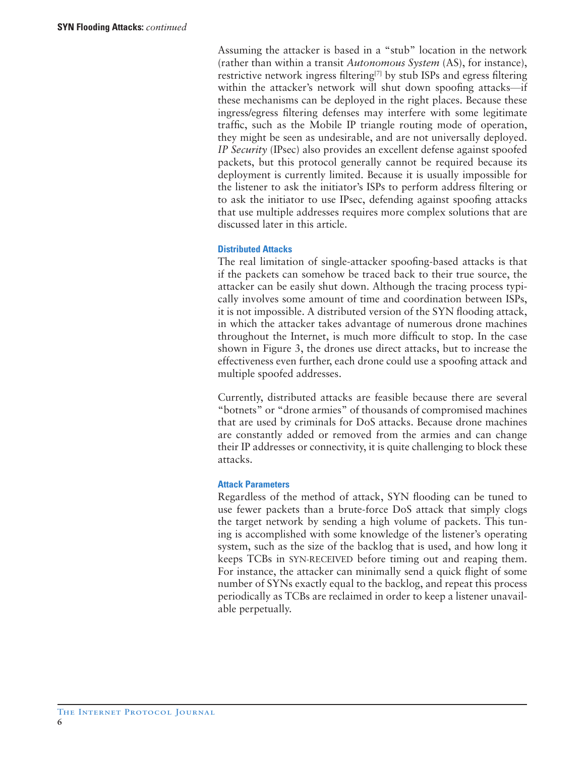Assuming the attacker is based in a "stub" location in the network (rather than within a transit *Autonomous System* (AS), for instance), restrictive network ingress filtering[7] by stub ISPs and egress filtering within the attacker's network will shut down spoofing attacks—if these mechanisms can be deployed in the right places. Because these ingress/egress filtering defenses may interfere with some legitimate traffic, such as the Mobile IP triangle routing mode of operation, they might be seen as undesirable, and are not universally deployed. *IP Security* (IPsec) also provides an excellent defense against spoofed packets, but this protocol generally cannot be required because its deployment is currently limited. Because it is usually impossible for the listener to ask the initiator's ISPs to perform address filtering or to ask the initiator to use IPsec, defending against spoofing attacks that use multiple addresses requires more complex solutions that are discussed later in this article.

### Distributed Attacks

The real limitation of single-attacker spoofing-based attacks is that if the packets can somehow be traced back to their true source, the attacker can be easily shut down. Although the tracing process typically involves some amount of time and coordination between ISPs, it is not impossible. A distributed version of the SYN flooding attack, in which the attacker takes advantage of numerous drone machines throughout the Internet, is much more difficult to stop. In the case shown in Figure 3, the drones use direct attacks, but to increase the effectiveness even further, each drone could use a spoofing attack and multiple spoofed addresses.

Currently, distributed attacks are feasible because there are several "botnets" or "drone armies" of thousands of compromised machines that are used by criminals for DoS attacks. Because drone machines are constantly added or removed from the armies and can change their IP addresses or connectivity, it is quite challenging to block these attacks.

### Attack Parameters

Regardless of the method of attack, SYN flooding can be tuned to use fewer packets than a brute-force DoS attack that simply clogs the target network by sending a high volume of packets. This tuning is accomplished with some knowledge of the listener's operating system, such as the size of the backlog that is used, and how long it keeps TCBs in SYN-RECEIVED before timing out and reaping them. For instance, the attacker can minimally send a quick flight of some number of SYNs exactly equal to the backlog, and repeat this process periodically as TCBs are reclaimed in order to keep a listener unavailable perpetually.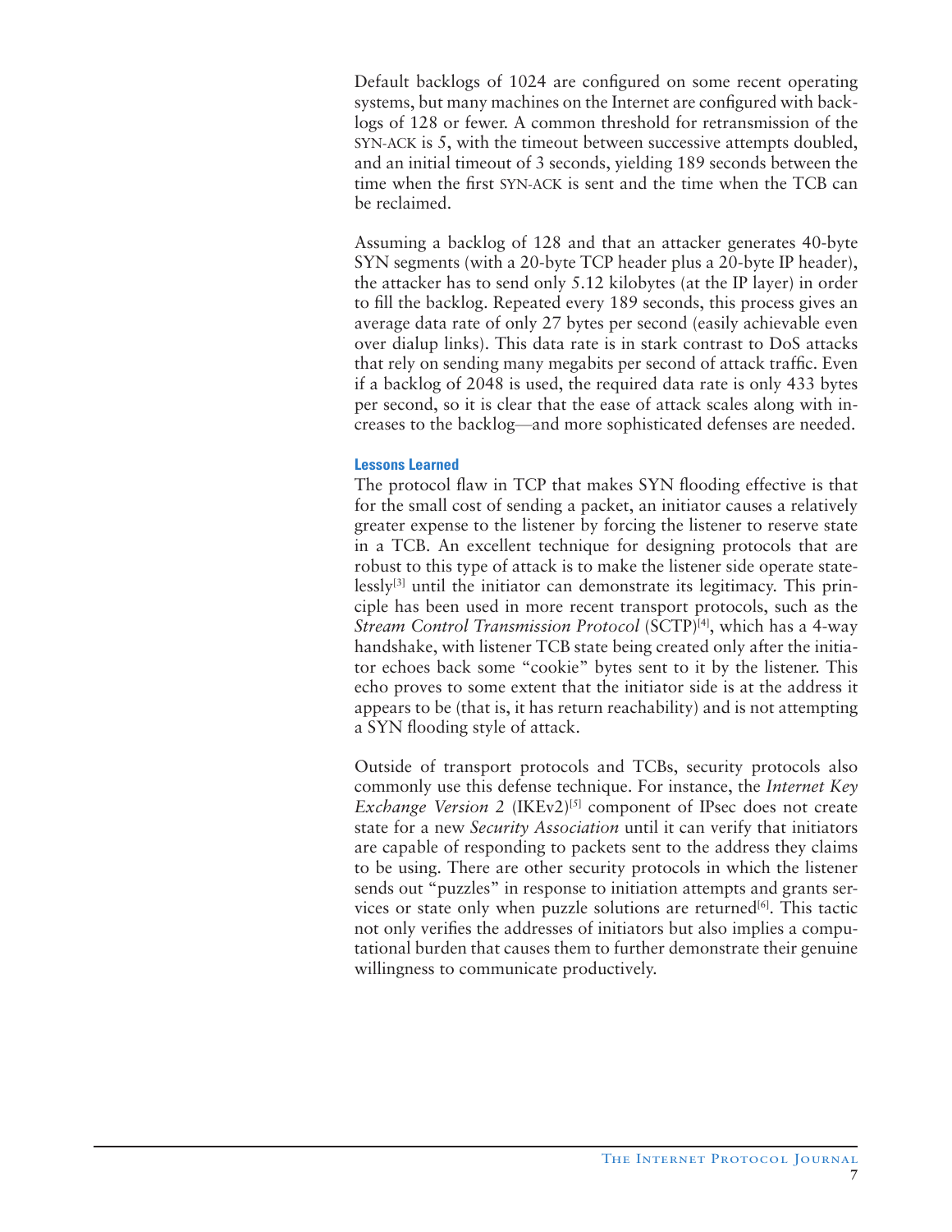Default backlogs of 1024 are configured on some recent operating systems, but many machines on the Internet are configured with backlogs of 128 or fewer. A common threshold for retransmission of the SYN-ACK is 5, with the timeout between successive attempts doubled, and an initial timeout of 3 seconds, yielding 189 seconds between the time when the first SYN-ACK is sent and the time when the TCB can be reclaimed.

Assuming a backlog of 128 and that an attacker generates 40-byte SYN segments (with a 20-byte TCP header plus a 20-byte IP header), the attacker has to send only 5.12 kilobytes (at the IP layer) in order to fill the backlog. Repeated every 189 seconds, this process gives an average data rate of only 27 bytes per second (easily achievable even over dialup links). This data rate is in stark contrast to DoS attacks that rely on sending many megabits per second of attack traffic. Even if a backlog of 2048 is used, the required data rate is only 433 bytes per second, so it is clear that the ease of attack scales along with increases to the backlog—and more sophisticated defenses are needed.

### Lessons Learned

The protocol flaw in TCP that makes SYN flooding effective is that for the small cost of sending a packet, an initiator causes a relatively greater expense to the listener by forcing the listener to reserve state in a TCB. An excellent technique for designing protocols that are robust to this type of attack is to make the listener side operate statelessly[3] until the initiator can demonstrate its legitimacy. This principle has been used in more recent transport protocols, such as the *Stream Control Transmission Protocol* (SCTP)[4], which has a 4-way handshake, with listener TCB state being created only after the initiator echoes back some "cookie" bytes sent to it by the listener. This echo proves to some extent that the initiator side is at the address it appears to be (that is, it has return reachability) and is not attempting a SYN flooding style of attack.

Outside of transport protocols and TCBs, security protocols also commonly use this defense technique. For instance, the *Internet Key Exchange Version 2* (IKEv2)[5] component of IPsec does not create state for a new *Security Association* until it can verify that initiators are capable of responding to packets sent to the address they claims to be using. There are other security protocols in which the listener sends out "puzzles" in response to initiation attempts and grants services or state only when puzzle solutions are returned[6]. This tactic not only verifies the addresses of initiators but also implies a computational burden that causes them to further demonstrate their genuine willingness to communicate productively.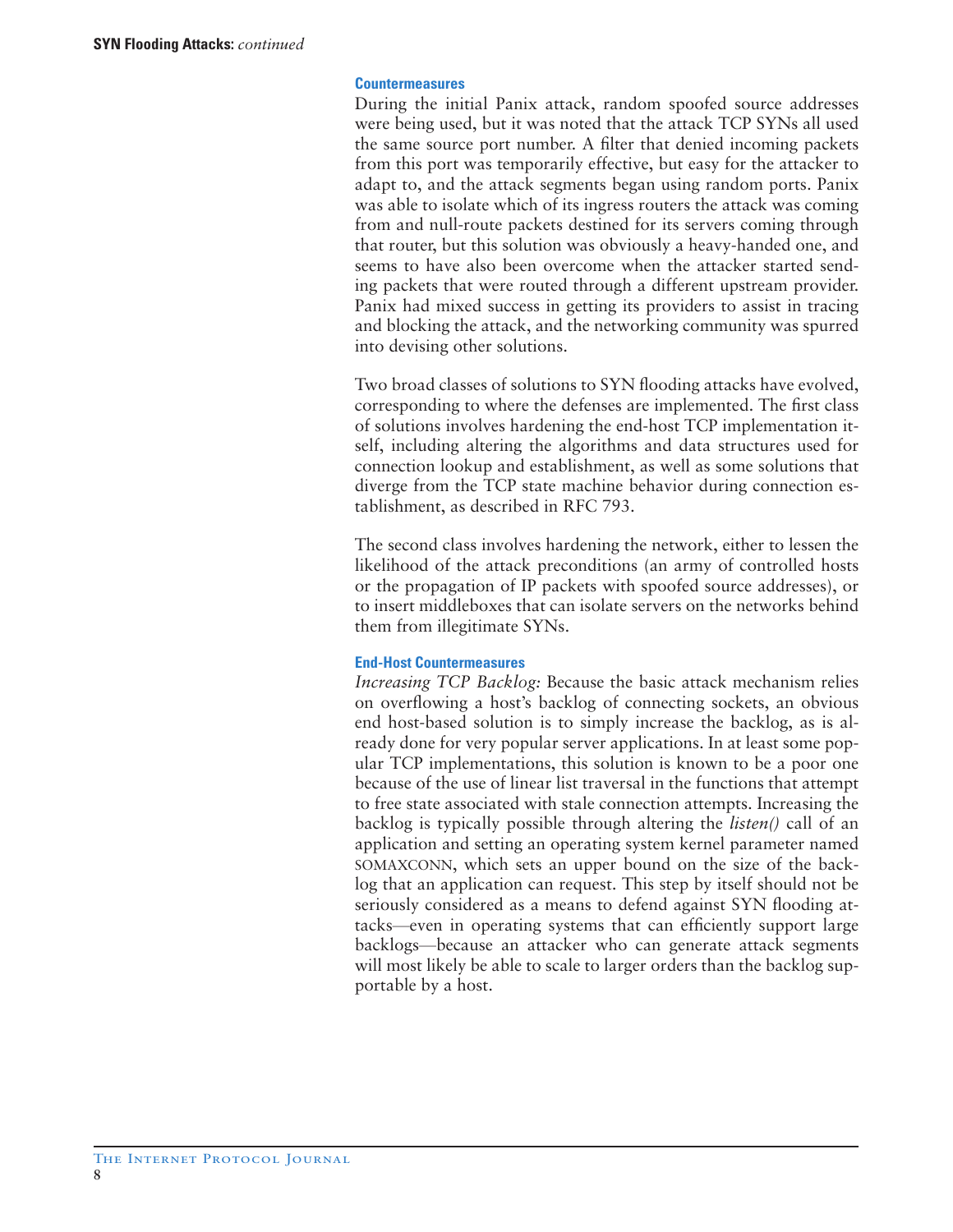### Countermeasures

During the initial Panix attack, random spoofed source addresses were being used, but it was noted that the attack TCP SYNs all used the same source port number. A filter that denied incoming packets from this port was temporarily effective, but easy for the attacker to adapt to, and the attack segments began using random ports. Panix was able to isolate which of its ingress routers the attack was coming from and null-route packets destined for its servers coming through that router, but this solution was obviously a heavy-handed one, and seems to have also been overcome when the attacker started sending packets that were routed through a different upstream provider. Panix had mixed success in getting its providers to assist in tracing and blocking the attack, and the networking community was spurred into devising other solutions.

Two broad classes of solutions to SYN flooding attacks have evolved, corresponding to where the defenses are implemented. The first class of solutions involves hardening the end-host TCP implementation itself, including altering the algorithms and data structures used for connection lookup and establishment, as well as some solutions that diverge from the TCP state machine behavior during connection establishment, as described in RFC 793.

The second class involves hardening the network, either to lessen the likelihood of the attack preconditions (an army of controlled hosts or the propagation of IP packets with spoofed source addresses), or to insert middleboxes that can isolate servers on the networks behind them from illegitimate SYNs.

### End-Host Countermeasures

*Increasing TCP Backlog:* Because the basic attack mechanism relies on overflowing a host's backlog of connecting sockets, an obvious end host-based solution is to simply increase the backlog, as is already done for very popular server applications. In at least some popular TCP implementations, this solution is known to be a poor one because of the use of linear list traversal in the functions that attempt to free state associated with stale connection attempts. Increasing the backlog is typically possible through altering the *listen()* call of an application and setting an operating system kernel parameter named SOMAXCONN, which sets an upper bound on the size of the backlog that an application can request. This step by itself should not be seriously considered as a means to defend against SYN flooding attacks—even in operating systems that can efficiently support large backlogs—because an attacker who can generate attack segments will most likely be able to scale to larger orders than the backlog supportable by a host.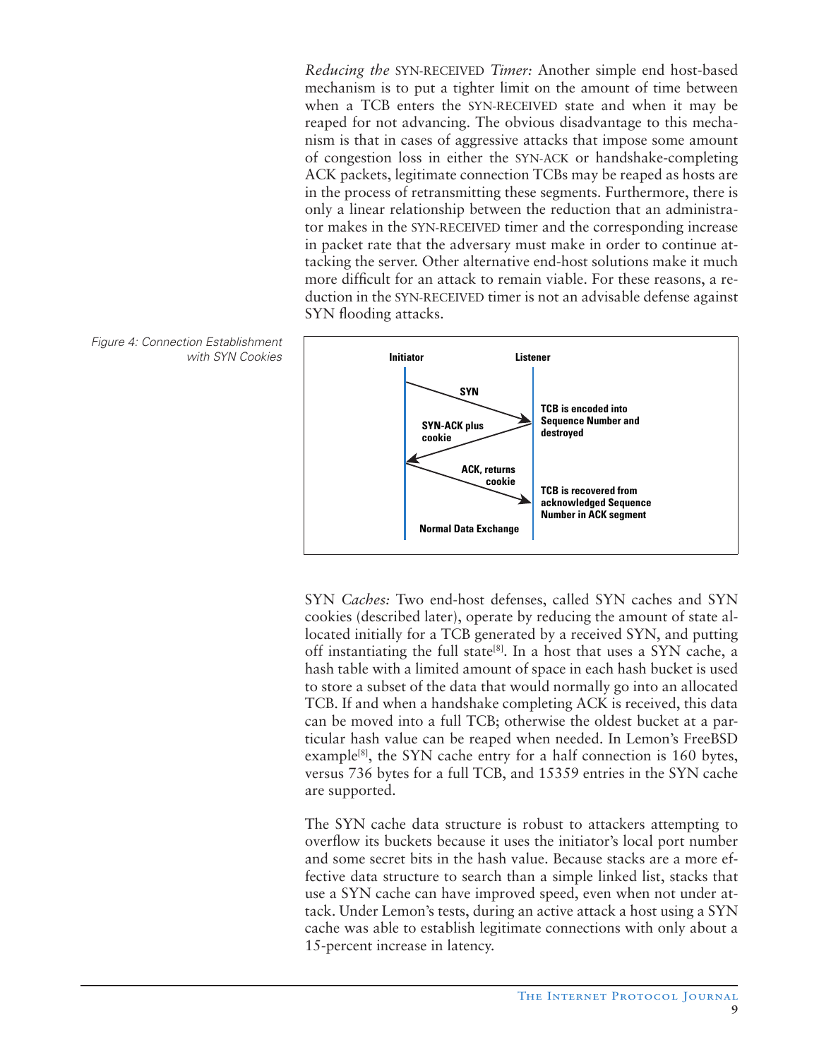*Reducing the* SYN-RECEIVED *Timer:* Another simple end host-based mechanism is to put a tighter limit on the amount of time between when a TCB enters the SYN-RECEIVED state and when it may be reaped for not advancing. The obvious disadvantage to this mechanism is that in cases of aggressive attacks that impose some amount of congestion loss in either the SYN-ACK or handshake-completing ACK packets, legitimate connection TCBs may be reaped as hosts are in the process of retransmitting these segments. Furthermore, there is only a linear relationship between the reduction that an administrator makes in the SYN-RECEIVED timer and the corresponding increase in packet rate that the adversary must make in order to continue attacking the server. Other alternative end-host solutions make it much more difficult for an attack to remain viable. For these reasons, a reduction in the SYN-RECEIVED timer is not an advisable defense against SYN flooding attacks.

*Figure 4: Connection Establishment with SYN Cookies*

**Initiator** | **Listener**

- **SYN** → **TCB is encoded into Sequence Number and destroyed**
- ← **SYN-ACK plus cookie**
- **ACK, returns cookie** → **TCB is recovered from acknowledged Sequence Number in ACK segment**
- **Normal Data Exchange**

SYN *Caches:* Two end-host defenses, called SYN caches and SYN cookies (described later), operate by reducing the amount of state allocated initially for a TCB generated by a received SYN, and putting off instantiating the full state[8]. In a host that uses a SYN cache, a hash table with a limited amount of space in each hash bucket is used to store a subset of the data that would normally go into an allocated TCB. If and when a handshake completing ACK is received, this data can be moved into a full TCB; otherwise the oldest bucket at a particular hash value can be reaped when needed. In Lemon's FreeBSD example[8], the SYN cache entry for a half connection is 160 bytes, versus 736 bytes for a full TCB, and 15359 entries in the SYN cache are supported.

The SYN cache data structure is robust to attackers attempting to overflow its buckets because it uses the initiator's local port number and some secret bits in the hash value. Because stacks are a more effective data structure to search than a simple linked list, stacks that use a SYN cache can have improved speed, even when not under attack. Under Lemon's tests, during an active attack a host using a SYN cache was able to establish legitimate connections with only about a 15-percent increase in latency.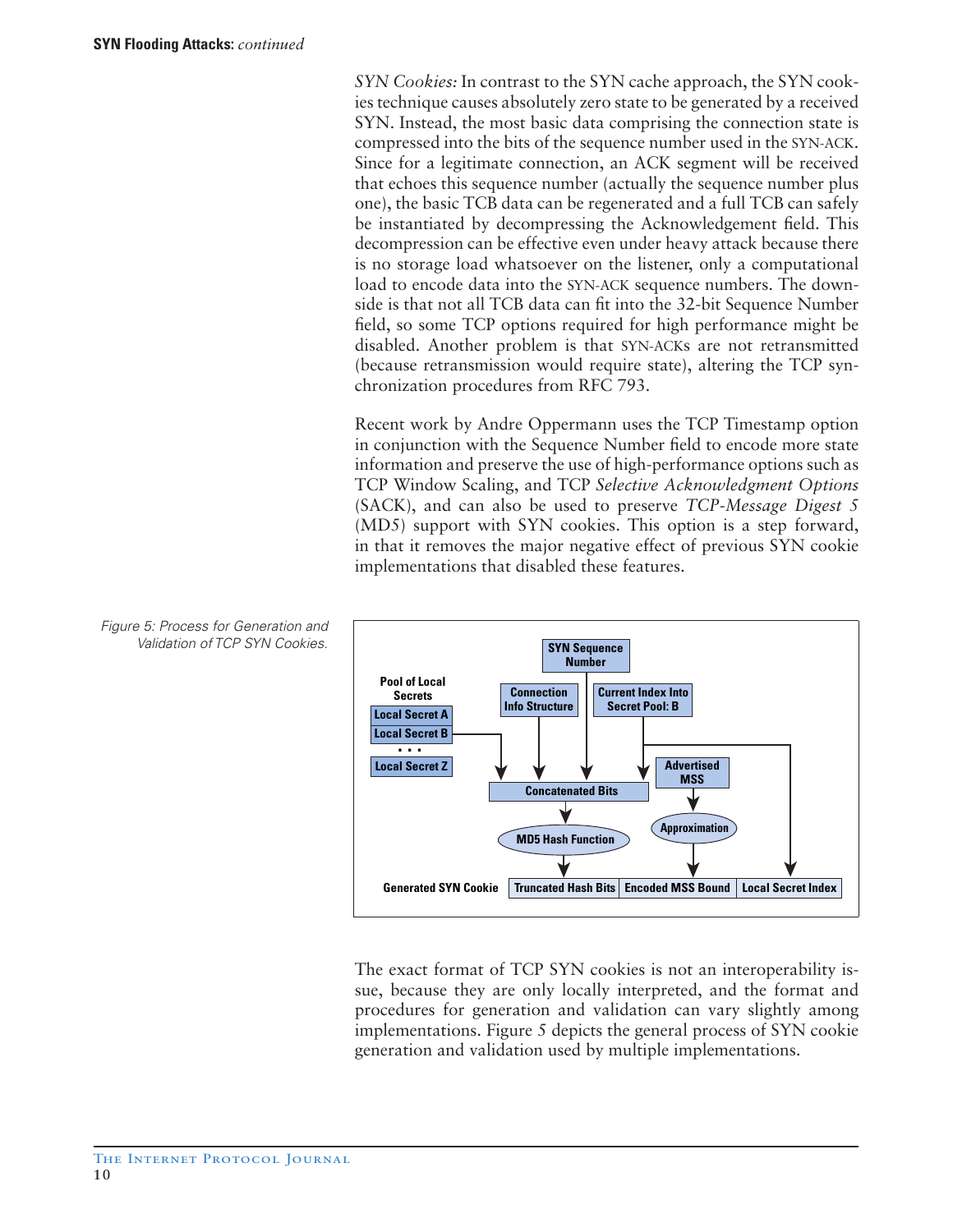*SYN Cookies:* In contrast to the SYN cache approach, the SYN cookies technique causes absolutely zero state to be generated by a received SYN. Instead, the most basic data comprising the connection state is compressed into the bits of the sequence number used in the SYN-ACK. Since for a legitimate connection, an ACK segment will be received that echoes this sequence number (actually the sequence number plus one), the basic TCB data can be regenerated and a full TCB can safely be instantiated by decompressing the Acknowledgement field. This decompression can be effective even under heavy attack because there is no storage load whatsoever on the listener, only a computational load to encode data into the SYN-ACK sequence numbers. The downside is that not all TCB data can fit into the 32-bit Sequence Number field, so some TCP options required for high performance might be disabled. Another problem is that SYN-ACKs are not retransmitted (because retransmission would require state), altering the TCP synchronization procedures from RFC 793.

Recent work by Andre Oppermann uses the TCP Timestamp option in conjunction with the Sequence Number field to encode more state information and preserve the use of high-performance options such as TCP Window Scaling, and TCP *Selective Acknowledgment Options* (SACK), and can also be used to preserve *TCP-Message Digest 5* (MD5) support with SYN cookies. This option is a step forward, in that it removes the major negative effect of previous SYN cookie implementations that disabled these features.

*Figure 5: Process for Generation and Validation of TCP SYN Cookies.*

The exact format of TCP SYN cookies is not an interoperability issue, because they are only locally interpreted, and the format and procedures for generation and validation can vary slightly among implementations. Figure 5 depicts the general process of SYN cookie generation and validation used by multiple implementations.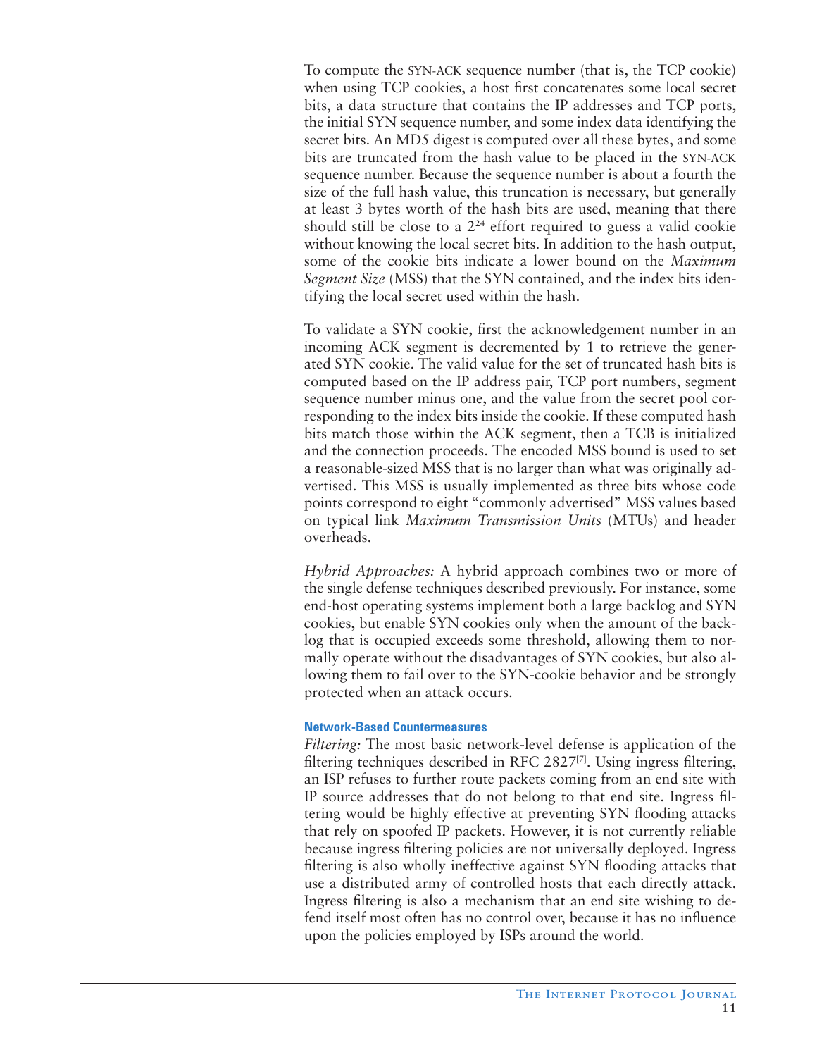To compute the SYN-ACK sequence number (that is, the TCP cookie) when using TCP cookies, a host first concatenates some local secret bits, a data structure that contains the IP addresses and TCP ports, the initial SYN sequence number, and some index data identifying the secret bits. An MD5 digest is computed over all these bytes, and some bits are truncated from the hash value to be placed in the SYN-ACK sequence number. Because the sequence number is about a fourth the size of the full hash value, this truncation is necessary, but generally at least 3 bytes worth of the hash bits are used, meaning that there should still be close to a $2^{24}$ effort required to guess a valid cookie without knowing the local secret bits. In addition to the hash output, some of the cookie bits indicate a lower bound on the *Maximum Segment Size* (MSS) that the SYN contained, and the index bits identifying the local secret used within the hash.

To validate a SYN cookie, first the acknowledgement number in an incoming ACK segment is decremented by 1 to retrieve the generated SYN cookie. The valid value for the set of truncated hash bits is computed based on the IP address pair, TCP port numbers, segment sequence number minus one, and the value from the secret pool corresponding to the index bits inside the cookie. If these computed hash bits match those within the ACK segment, then a TCB is initialized and the connection proceeds. The encoded MSS bound is used to set a reasonable-sized MSS that is no larger than what was originally advertised. This MSS is usually implemented as three bits whose code points correspond to eight "commonly advertised" MSS values based on typical link *Maximum Transmission Units* (MTUs) and header overheads.

*Hybrid Approaches:* A hybrid approach combines two or more of the single defense techniques described previously. For instance, some end-host operating systems implement both a large backlog and SYN cookies, but enable SYN cookies only when the amount of the backlog that is occupied exceeds some threshold, allowing them to normally operate without the disadvantages of SYN cookies, but also allowing them to fail over to the SYN-cookie behavior and be strongly protected when an attack occurs.

#### Network-Based Countermeasures

*Filtering:* The most basic network-level defense is application of the filtering techniques described in RFC 2827[7]. Using ingress filtering, an ISP refuses to further route packets coming from an end site with IP source addresses that do not belong to that end site. Ingress filtering would be highly effective at preventing SYN flooding attacks that rely on spoofed IP packets. However, it is not currently reliable because ingress filtering policies are not universally deployed. Ingress filtering is also wholly ineffective against SYN flooding attacks that use a distributed army of controlled hosts that each directly attack. Ingress filtering is also a mechanism that an end site wishing to defend itself most often has no control over, because it has no influence upon the policies employed by ISPs around the world.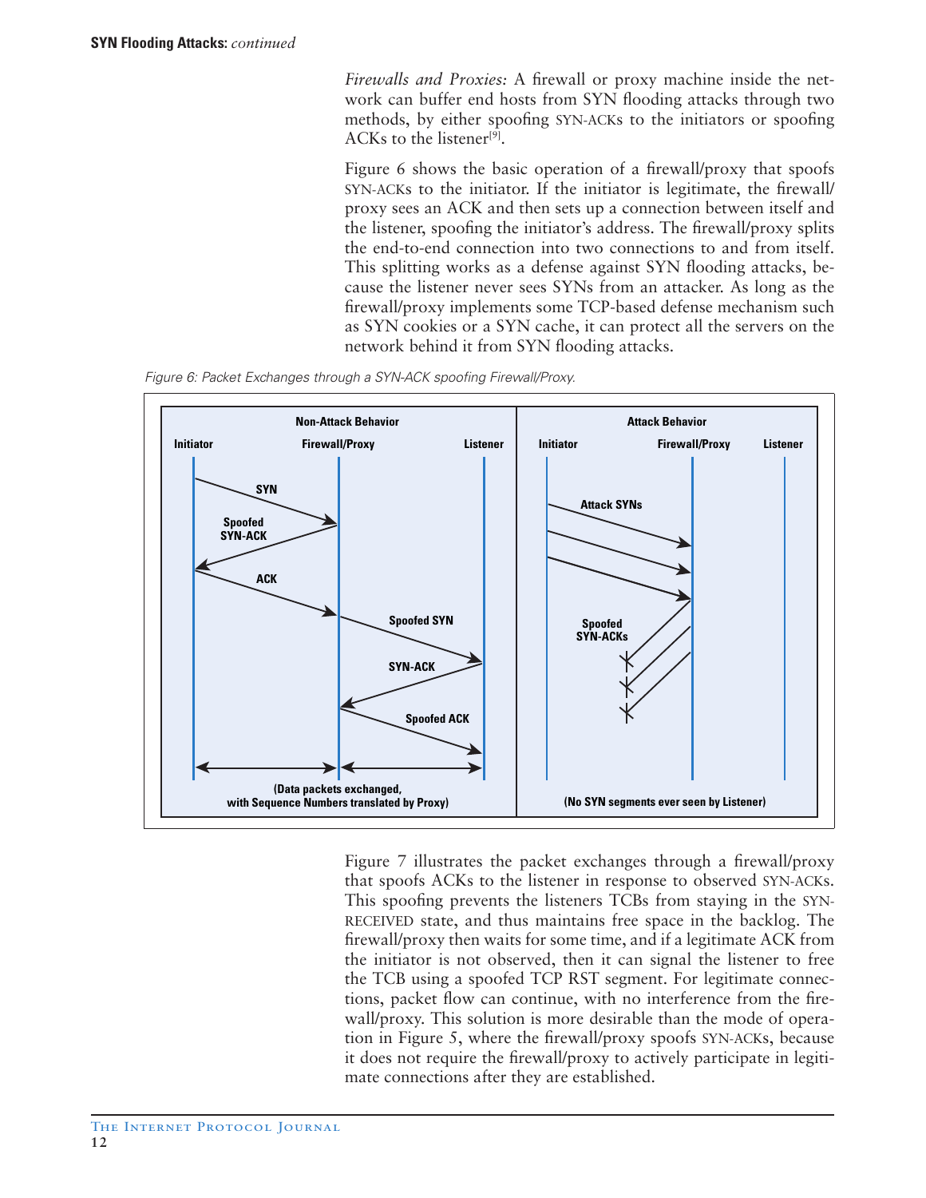*Firewalls and Proxies:* A firewall or proxy machine inside the network can buffer end hosts from SYN flooding attacks through two methods, by either spoofing SYN-ACKs to the initiators or spoofing ACKs to the listener[9].

Figure 6 shows the basic operation of a firewall/proxy that spoofs SYN-ACKs to the initiator. If the initiator is legitimate, the firewall/proxy sees an ACK and then sets up a connection between itself and the listener, spoofing the initiator's address. The firewall/proxy splits the end-to-end connection into two connections to and from itself. This splitting works as a defense against SYN flooding attacks, because the listener never sees SYNs from an attacker. As long as the firewall/proxy implements some TCP-based defense mechanism such as SYN cookies or a SYN cache, it can protect all the servers on the network behind it from SYN flooding attacks.

*Figure 6: Packet Exchanges through a SYN-ACK spoofing Firewall/Proxy.*

Figure 7 illustrates the packet exchanges through a firewall/proxy that spoofs ACKs to the listener in response to observed SYN-ACKs. This spoofing prevents the listeners TCBs from staying in the SYN-RECEIVED state, and thus maintains free space in the backlog. The firewall/proxy then waits for some time, and if a legitimate ACK from the initiator is not observed, then it can signal the listener to free the TCB using a spoofed TCP RST segment. For legitimate connections, packet flow can continue, with no interference from the firewall/proxy. This solution is more desirable than the mode of operation in Figure 5, where the firewall/proxy spoofs SYN-ACKs, because it does not require the firewall/proxy to actively participate in legitimate connections after they are established.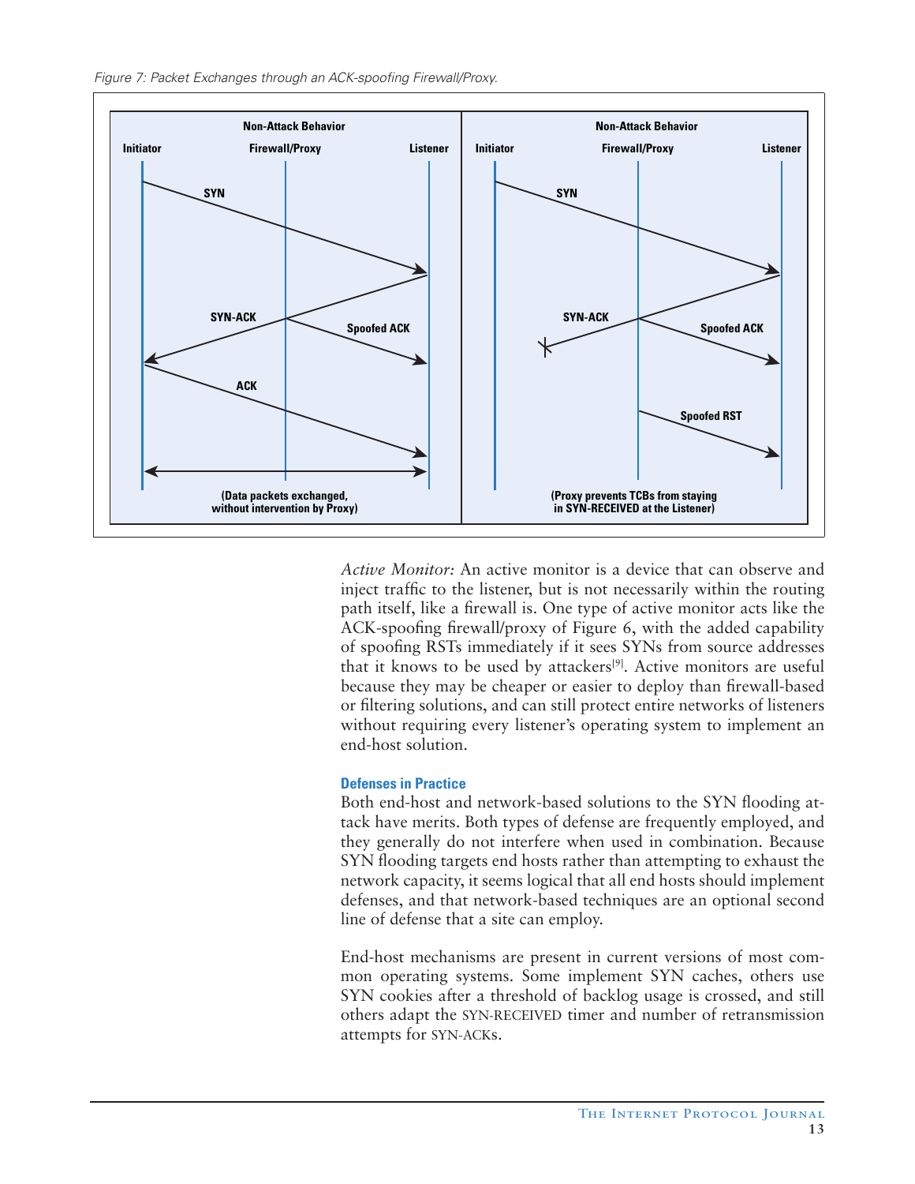*Figure 7: Packet Exchanges through an ACK-spoofing Firewall/Proxy.*

*Active Monitor:* An active monitor is a device that can observe and inject traffic to the listener, but is not necessarily within the routing path itself, like a firewall is. One type of active monitor acts like the ACK-spoofing firewall/proxy of Figure 6, with the added capability of spoofing RSTs immediately if it sees SYNs from source addresses that it knows to be used by attackers[9]. Active monitors are useful because they may be cheaper or easier to deploy than firewall-based or filtering solutions, and can still protect entire networks of listeners without requiring every listener's operating system to implement an end-host solution.

### Defenses in Practice

Both end-host and network-based solutions to the SYN flooding attack have merits. Both types of defense are frequently employed, and they generally do not interfere when used in combination. Because SYN flooding targets end hosts rather than attempting to exhaust the network capacity, it seems logical that all end hosts should implement defenses, and that network-based techniques are an optional second line of defense that a site can employ.

End-host mechanisms are present in current versions of most common operating systems. Some implement SYN caches, others use SYN cookies after a threshold of backlog usage is crossed, and still others adapt the SYN-RECEIVED timer and number of retransmission attempts for SYN-ACKs.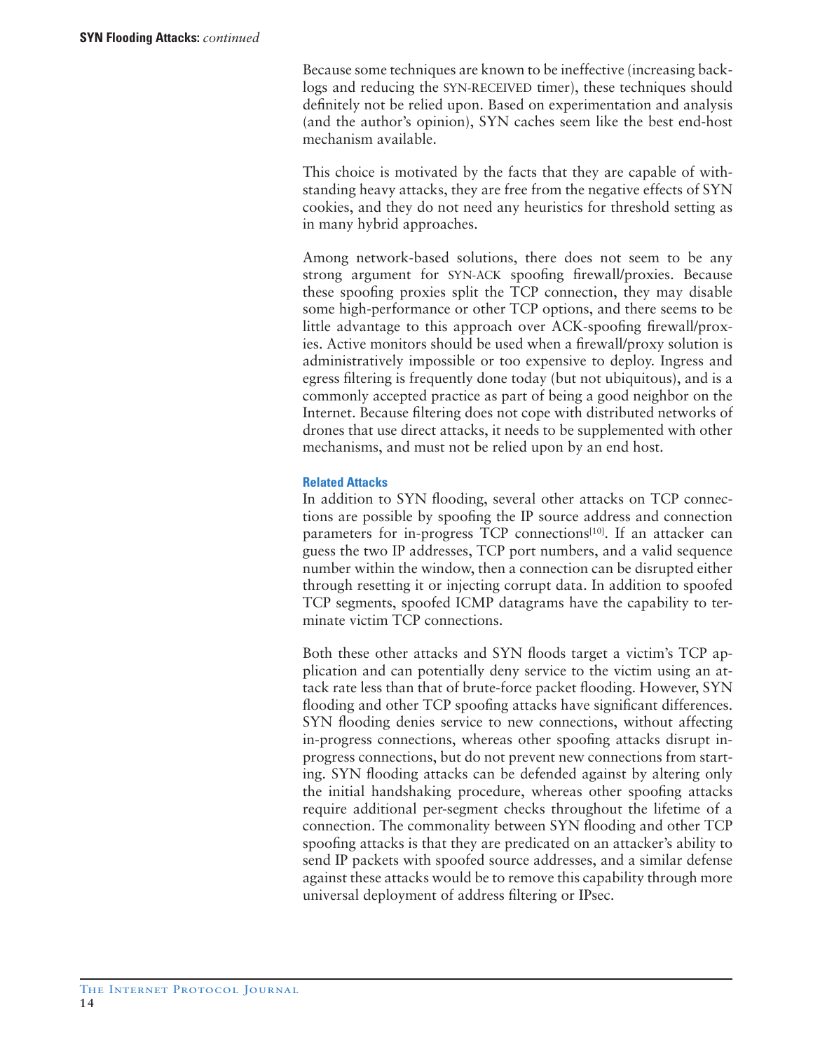Because some techniques are known to be ineffective (increasing backlogs and reducing the SYN-RECEIVED timer), these techniques should definitely not be relied upon. Based on experimentation and analysis (and the author's opinion), SYN caches seem like the best end-host mechanism available.

This choice is motivated by the facts that they are capable of withstanding heavy attacks, they are free from the negative effects of SYN cookies, and they do not need any heuristics for threshold setting as in many hybrid approaches.

Among network-based solutions, there does not seem to be any strong argument for SYN-ACK spoofing firewall/proxies. Because these spoofing proxies split the TCP connection, they may disable some high-performance or other TCP options, and there seems to be little advantage to this approach over ACK-spoofing firewall/proxies. Active monitors should be used when a firewall/proxy solution is administratively impossible or too expensive to deploy. Ingress and egress filtering is frequently done today (but not ubiquitous), and is a commonly accepted practice as part of being a good neighbor on the Internet. Because filtering does not cope with distributed networks of drones that use direct attacks, it needs to be supplemented with other mechanisms, and must not be relied upon by an end host.

### Related Attacks

In addition to SYN flooding, several other attacks on TCP connections are possible by spoofing the IP source address and connection parameters for in-progress TCP connections[10]. If an attacker can guess the two IP addresses, TCP port numbers, and a valid sequence number within the window, then a connection can be disrupted either through resetting it or injecting corrupt data. In addition to spoofed TCP segments, spoofed ICMP datagrams have the capability to terminate victim TCP connections.

Both these other attacks and SYN floods target a victim's TCP application and can potentially deny service to the victim using an attack rate less than that of brute-force packet flooding. However, SYN flooding and other TCP spoofing attacks have significant differences. SYN flooding denies service to new connections, without affecting in-progress connections, whereas other spoofing attacks disrupt in-progress connections, but do not prevent new connections from starting. SYN flooding attacks can be defended against by altering only the initial handshaking procedure, whereas other spoofing attacks require additional per-segment checks throughout the lifetime of a connection. The commonality between SYN flooding and other TCP spoofing attacks is that they are predicated on an attacker's ability to send IP packets with spoofed source addresses, and a similar defense against these attacks would be to remove this capability through more universal deployment of address filtering or IPsec.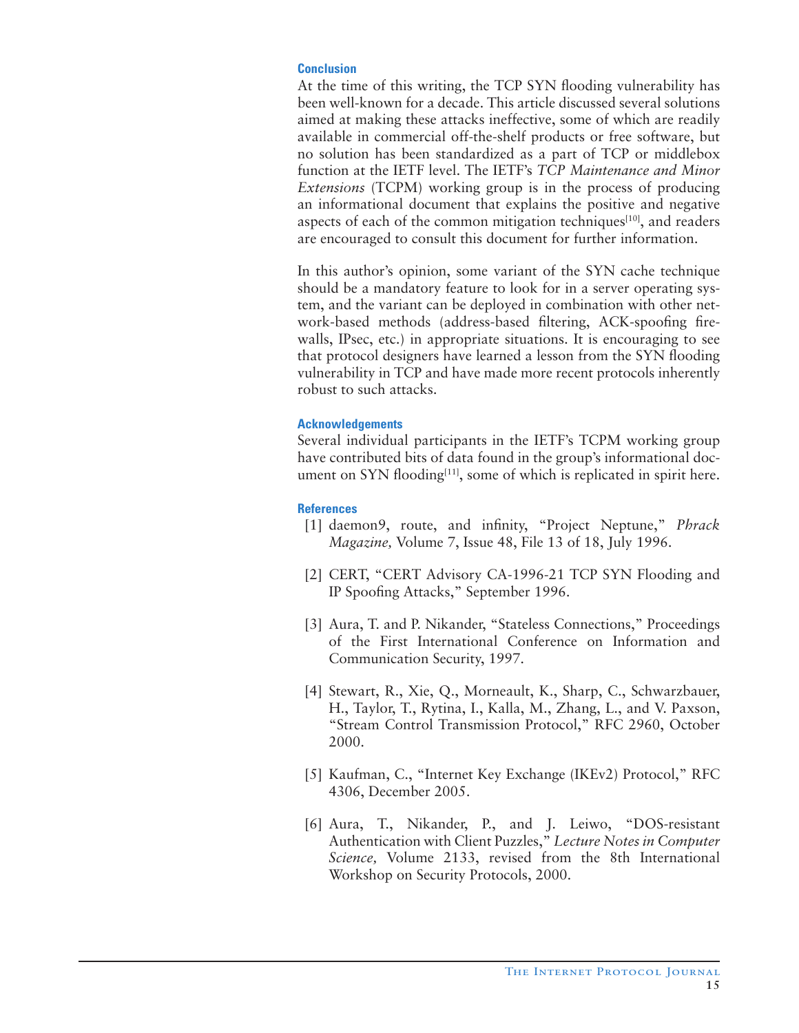## Conclusion

At the time of this writing, the TCP SYN flooding vulnerability has been well-known for a decade. This article discussed several solutions aimed at making these attacks ineffective, some of which are readily available in commercial off-the-shelf products or free software, but no solution has been standardized as a part of TCP or middlebox function at the IETF level. The IETF's *TCP Maintenance and Minor Extensions* (TCPM) working group is in the process of producing an informational document that explains the positive and negative aspects of each of the common mitigation techniques[10], and readers are encouraged to consult this document for further information.

In this author's opinion, some variant of the SYN cache technique should be a mandatory feature to look for in a server operating system, and the variant can be deployed in combination with other network-based methods (address-based filtering, ACK-spoofing firewalls, IPsec, etc.) in appropriate situations. It is encouraging to see that protocol designers have learned a lesson from the SYN flooding vulnerability in TCP and have made more recent protocols inherently robust to such attacks.

## Acknowledgements

Several individual participants in the IETF's TCPM working group have contributed bits of data found in the group's informational document on SYN flooding[11], some of which is replicated in spirit here.

## References

[1] daemon9, route, and infinity, "Project Neptune," *Phrack Magazine,* Volume 7, Issue 48, File 13 of 18, July 1996.

[2] CERT, "CERT Advisory CA-1996-21 TCP SYN Flooding and IP Spoofing Attacks," September 1996.

[3] Aura, T. and P. Nikander, "Stateless Connections," Proceedings of the First International Conference on Information and Communication Security, 1997.

[4] Stewart, R., Xie, Q., Morneault, K., Sharp, C., Schwarzbauer, H., Taylor, T., Rytina, I., Kalla, M., Zhang, L., and V. Paxson, "Stream Control Transmission Protocol," RFC 2960, October 2000.

[5] Kaufman, C., "Internet Key Exchange (IKEv2) Protocol," RFC 4306, December 2005.

[6] Aura, T., Nikander, P., and J. Leiwo, "DOS-resistant Authentication with Client Puzzles," *Lecture Notes in Computer Science,* Volume 2133, revised from the 8th International Workshop on Security Protocols, 2000.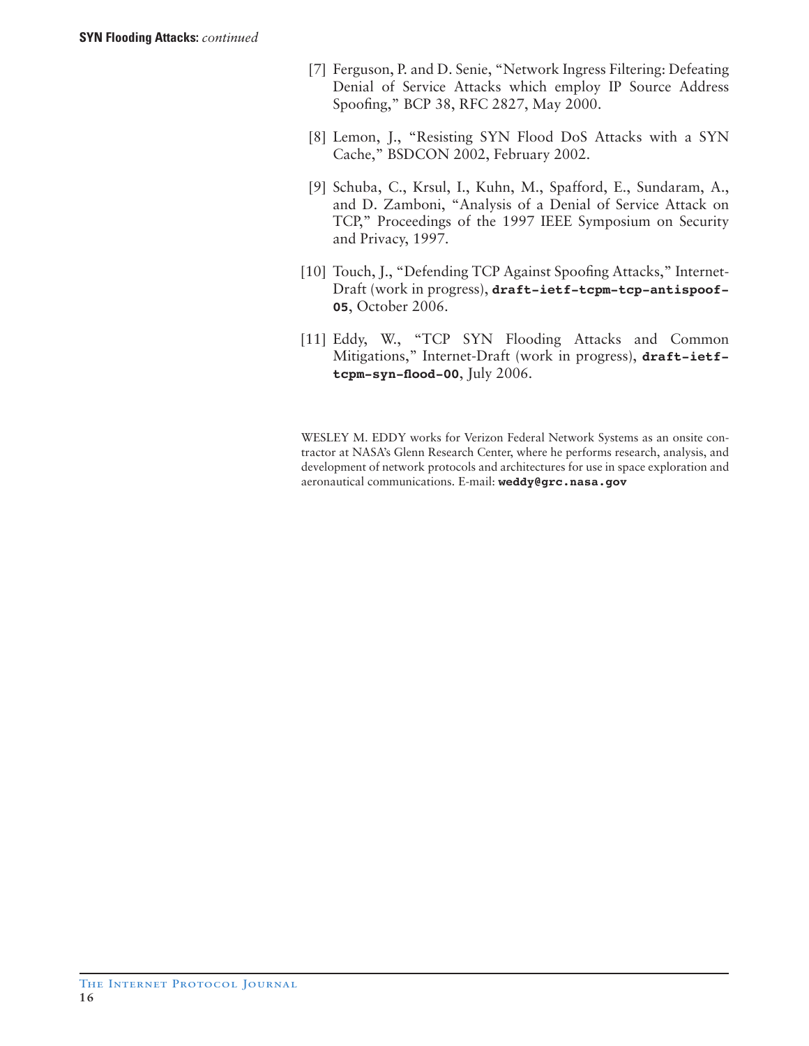[7] Ferguson, P. and D. Senie, "Network Ingress Filtering: Defeating Denial of Service Attacks which employ IP Source Address Spoofing," BCP 38, RFC 2827, May 2000.

[8] Lemon, J., "Resisting SYN Flood DoS Attacks with a SYN Cache," BSDCON 2002, February 2002.

[9] Schuba, C., Krsul, I., Kuhn, M., Spafford, E., Sundaram, A., and D. Zamboni, "Analysis of a Denial of Service Attack on TCP," Proceedings of the 1997 IEEE Symposium on Security and Privacy, 1997.

[10] Touch, J., "Defending TCP Against Spoofing Attacks," Internet-Draft (work in progress), **draft-ietf-tcpm-tcp-antispoof-05**, October 2006.

[11] Eddy, W., "TCP SYN Flooding Attacks and Common Mitigations," Internet-Draft (work in progress), **draft-ietf-tcpm-syn-flood-00**, July 2006.

WESLEY M. EDDY works for Verizon Federal Network Systems as an onsite contractor at NASA's Glenn Research Center, where he performs research, analysis, and development of network protocols and architectures for use in space exploration and aeronautical communications. E-mail: **weddy@grc.nasa.gov**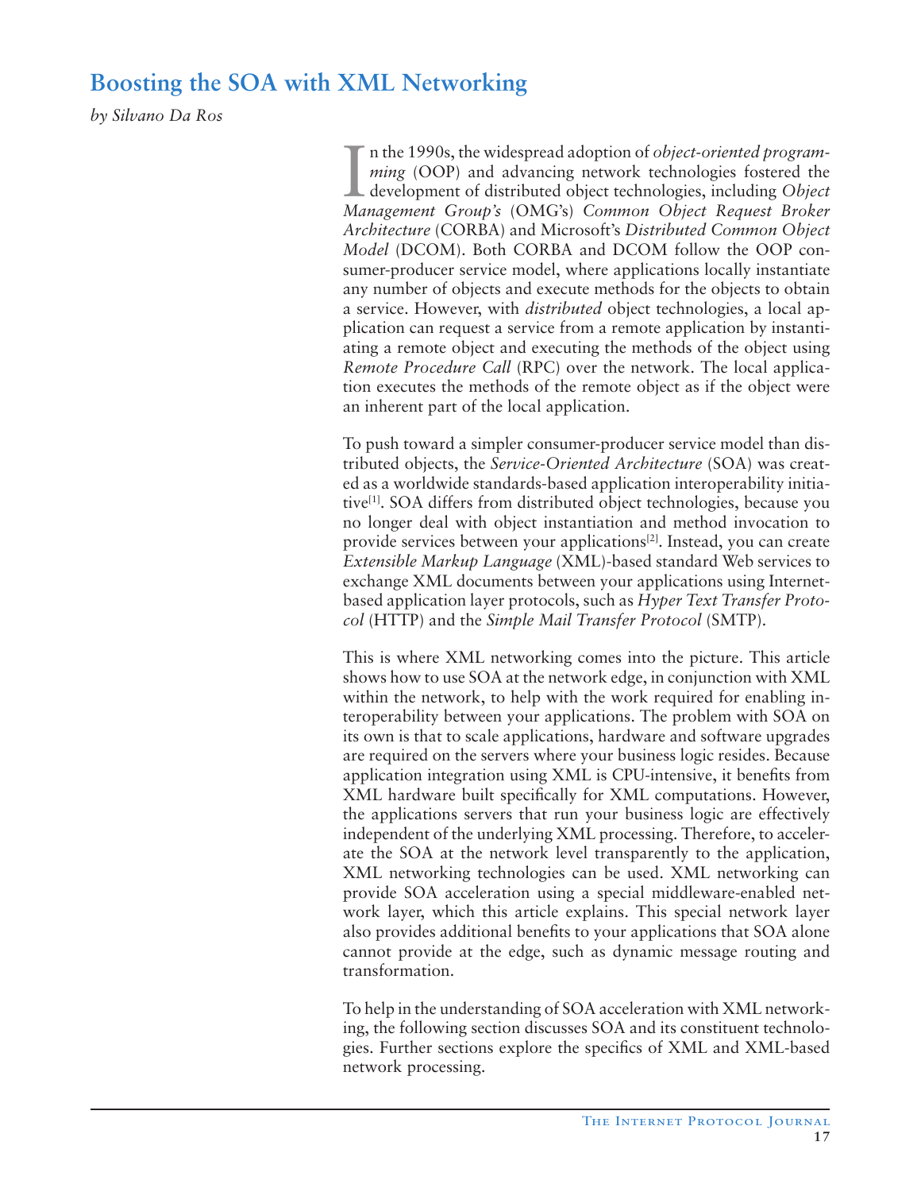# Boosting the SOA with XML Networking

*by Silvano Da Ros*

In the 1990s, the widespread adoption of *object-oriented programming* (OOP) and advancing network technologies fostered the development of distributed object technologies, including *Object Management Group's* (OMG's) *Common Object Request Broker Architecture* (CORBA) and Microsoft's *Distributed Common Object Model* (DCOM). Both CORBA and DCOM follow the OOP consumer-producer service model, where applications locally instantiate any number of objects and execute methods for the objects to obtain a service. However, with *distributed* object technologies, a local application can request a service from a remote application by instantiating a remote object and executing the methods of the object using *Remote Procedure Call* (RPC) over the network. The local application executes the methods of the remote object as if the object were an inherent part of the local application.

To push toward a simpler consumer-producer service model than distributed objects, the *Service-Oriented Architecture* (SOA) was created as a worldwide standards-based application interoperability initiative[1]. SOA differs from distributed object technologies, because you no longer deal with object instantiation and method invocation to provide services between your applications[2]. Instead, you can create *Extensible Markup Language* (XML)-based standard Web services to exchange XML documents between your applications using Internet-based application layer protocols, such as *Hyper Text Transfer Protocol* (HTTP) and the *Simple Mail Transfer Protocol* (SMTP).

This is where XML networking comes into the picture. This article shows how to use SOA at the network edge, in conjunction with XML within the network, to help with the work required for enabling interoperability between your applications. The problem with SOA on its own is that to scale applications, hardware and software upgrades are required on the servers where your business logic resides. Because application integration using XML is CPU-intensive, it benefits from XML hardware built specifically for XML computations. However, the applications servers that run your business logic are effectively independent of the underlying XML processing. Therefore, to accelerate the SOA at the network level transparently to the application, XML networking technologies can be used. XML networking can provide SOA acceleration using a special middleware-enabled network layer, which this article explains. This special network layer also provides additional benefits to your applications that SOA alone cannot provide at the edge, such as dynamic message routing and transformation.

To help in the understanding of SOA acceleration with XML networking, the following section discusses SOA and its constituent technologies. Further sections explore the specifics of XML and XML-based network processing.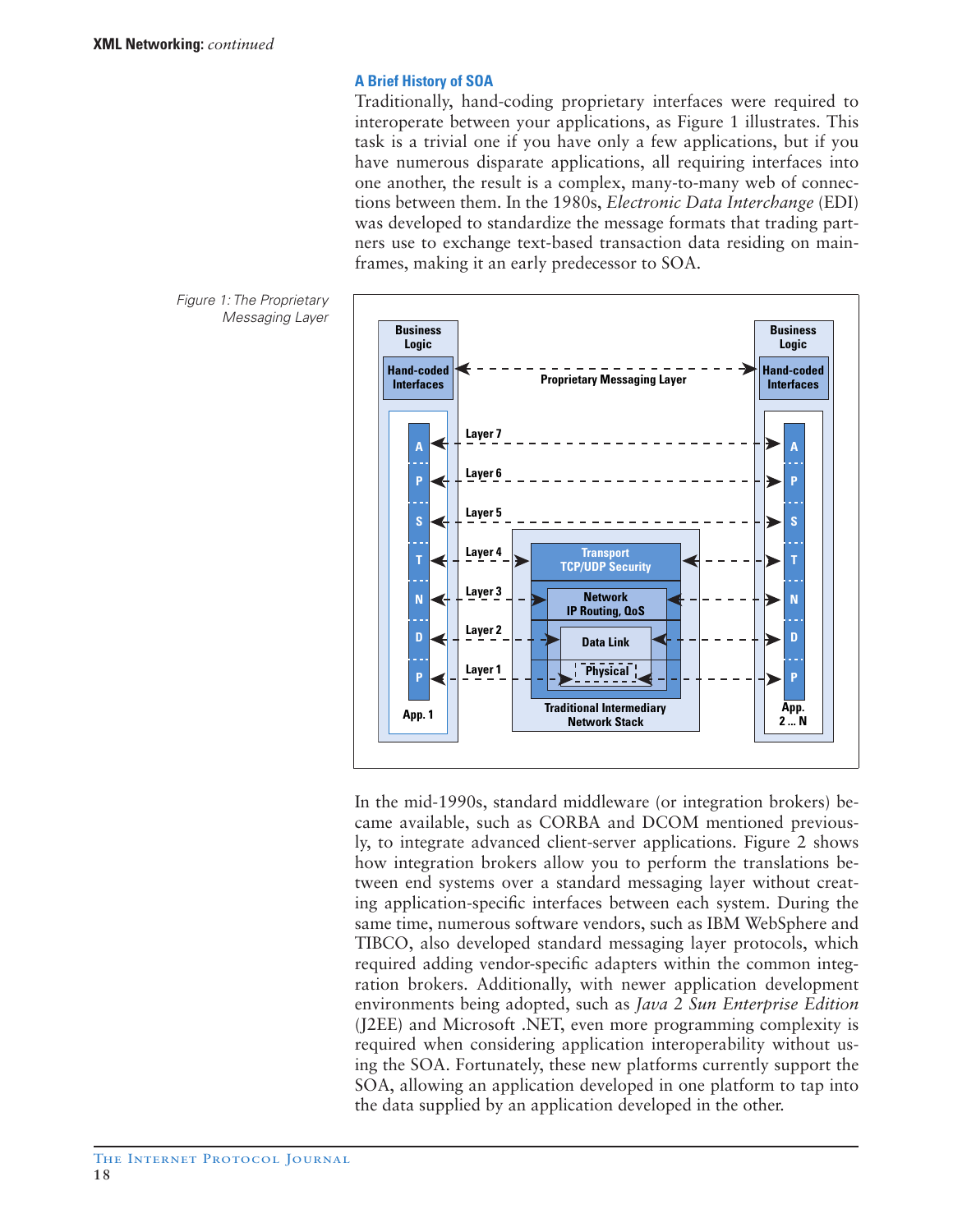### A Brief History of SOA

Traditionally, hand-coding proprietary interfaces were required to interoperate between your applications, as Figure 1 illustrates. This task is a trivial one if you have only a few applications, but if you have numerous disparate applications, all requiring interfaces into one another, the result is a complex, many-to-many web of connections between them. In the 1980s, *Electronic Data Interchange* (EDI) was developed to standardize the message formats that trading partners use to exchange text-based transaction data residing on mainframes, making it an early predecessor to SOA.

*Figure 1: The Proprietary Messaging Layer*

In the mid-1990s, standard middleware (or integration brokers) became available, such as CORBA and DCOM mentioned previously, to integrate advanced client-server applications. Figure 2 shows how integration brokers allow you to perform the translations between end systems over a standard messaging layer without creating application-specific interfaces between each system. During the same time, numerous software vendors, such as IBM WebSphere and TIBCO, also developed standard messaging layer protocols, which required adding vendor-specific adapters within the common integration brokers. Additionally, with newer application development environments being adopted, such as *Java 2 Sun Enterprise Edition* (J2EE) and Microsoft .NET, even more programming complexity is required when considering application interoperability without using the SOA. Fortunately, these new platforms currently support the SOA, allowing an application developed in one platform to tap into the data supplied by an application developed in the other.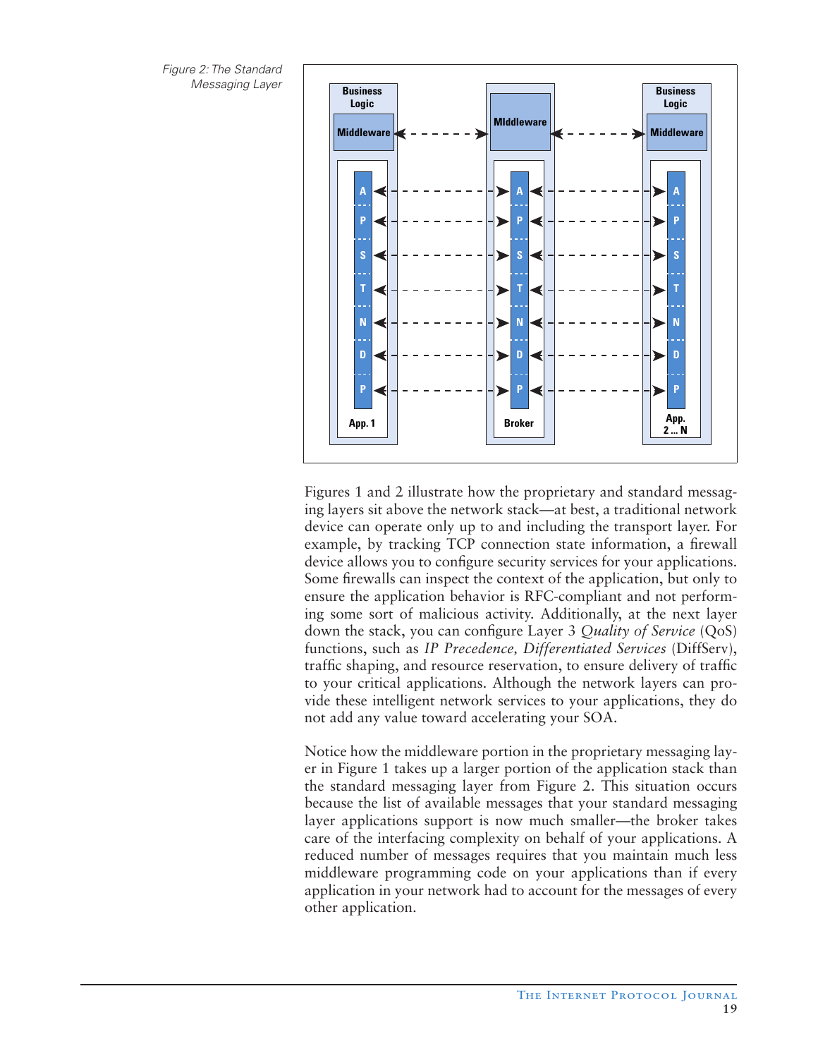Figure 2: The Standard Messaging Layer

Figures 1 and 2 illustrate how the proprietary and standard messaging layers sit above the network stack—at best, a traditional network device can operate only up to and including the transport layer. For example, by tracking TCP connection state information, a firewall device allows you to configure security services for your applications. Some firewalls can inspect the context of the application, but only to ensure the application behavior is RFC-compliant and not performing some sort of malicious activity. Additionally, at the next layer down the stack, you can configure Layer 3 *Quality of Service* (QoS) functions, such as *IP Precedence, Differentiated Services* (DiffServ), traffic shaping, and resource reservation, to ensure delivery of traffic to your critical applications. Although the network layers can provide these intelligent network services to your applications, they do not add any value toward accelerating your SOA.

Notice how the middleware portion in the proprietary messaging layer in Figure 1 takes up a larger portion of the application stack than the standard messaging layer from Figure 2. This situation occurs because the list of available messages that your standard messaging layer applications support is now much smaller—the broker takes care of the interfacing complexity on behalf of your applications. A reduced number of messages requires that you maintain much less middleware programming code on your applications than if every application in your network had to account for the messages of every other application.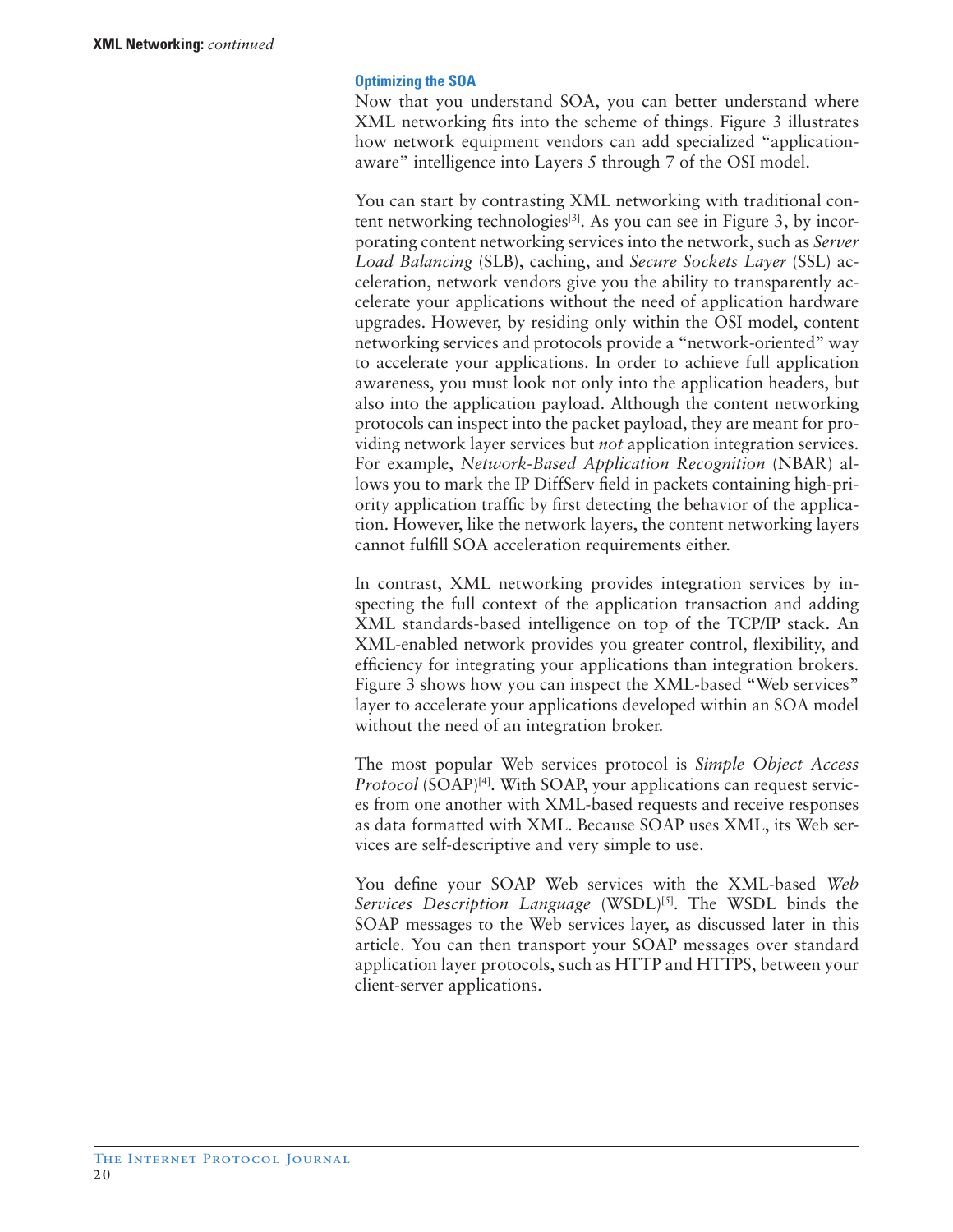### Optimizing the SOA

Now that you understand SOA, you can better understand where XML networking fits into the scheme of things. Figure 3 illustrates how network equipment vendors can add specialized "application-aware" intelligence into Layers 5 through 7 of the OSI model.

You can start by contrasting XML networking with traditional content networking technologies[3]. As you can see in Figure 3, by incorporating content networking services into the network, such as *Server Load Balancing* (SLB), caching, and *Secure Sockets Layer* (SSL) acceleration, network vendors give you the ability to transparently accelerate your applications without the need of application hardware upgrades. However, by residing only within the OSI model, content networking services and protocols provide a "network-oriented" way to accelerate your applications. In order to achieve full application awareness, you must look not only into the application headers, but also into the application payload. Although the content networking protocols can inspect into the packet payload, they are meant for providing network layer services but *not* application integration services. For example, *Network-Based Application Recognition* (NBAR) allows you to mark the IP DiffServ field in packets containing high-priority application traffic by first detecting the behavior of the application. However, like the network layers, the content networking layers cannot fulfill SOA acceleration requirements either.

In contrast, XML networking provides integration services by inspecting the full context of the application transaction and adding XML standards-based intelligence on top of the TCP/IP stack. An XML-enabled network provides you greater control, flexibility, and efficiency for integrating your applications than integration brokers. Figure 3 shows how you can inspect the XML-based "Web services" layer to accelerate your applications developed within an SOA model without the need of an integration broker.

The most popular Web services protocol is *Simple Object Access Protocol* (SOAP)[4]. With SOAP, your applications can request services from one another with XML-based requests and receive responses as data formatted with XML. Because SOAP uses XML, its Web services are self-descriptive and very simple to use.

You define your SOAP Web services with the XML-based *Web Services Description Language* (WSDL)[5]. The WSDL binds the SOAP messages to the Web services layer, as discussed later in this article. You can then transport your SOAP messages over standard application layer protocols, such as HTTP and HTTPS, between your client-server applications.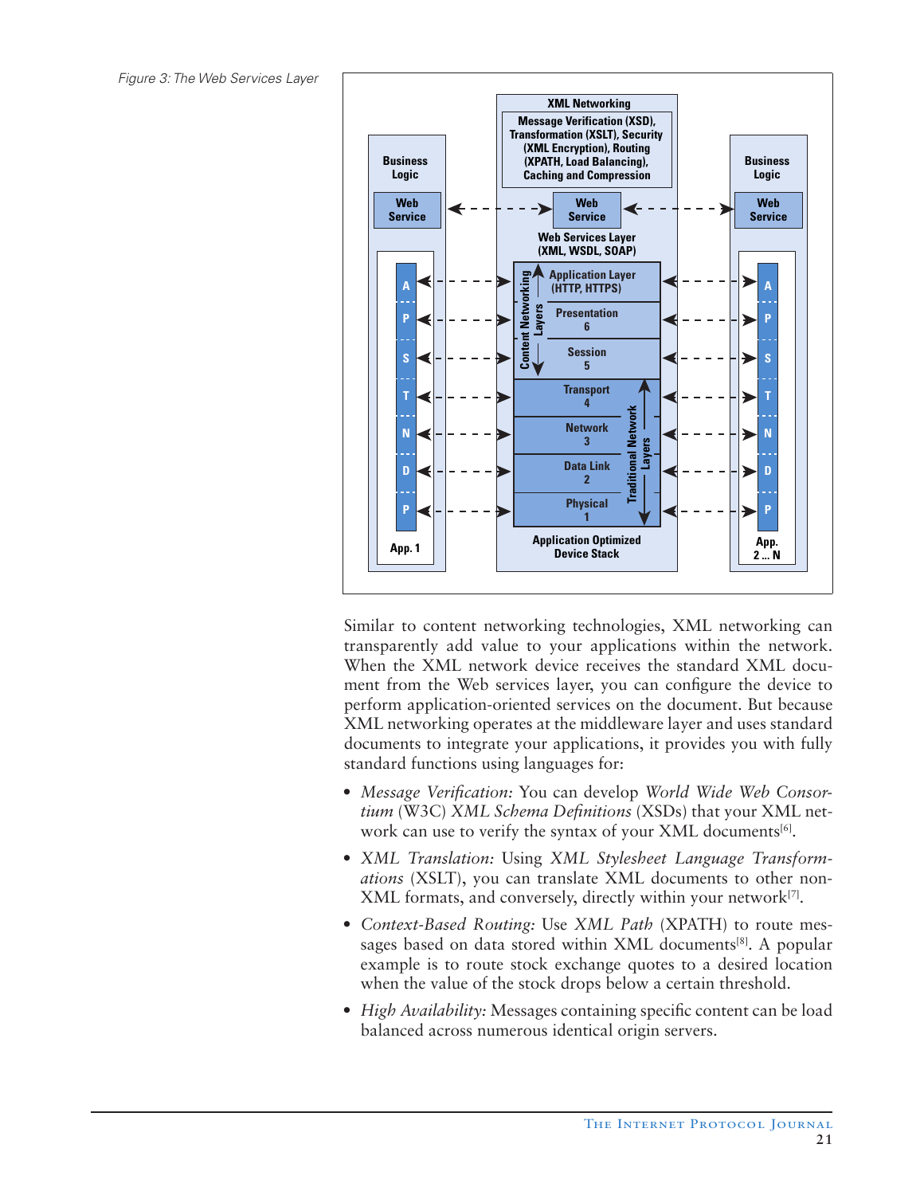Figure 3: The Web Services Layer

Similar to content networking technologies, XML networking can transparently add value to your applications within the network. When the XML network device receives the standard XML document from the Web services layer, you can configure the device to perform application-oriented services on the document. But because XML networking operates at the middleware layer and uses standard documents to integrate your applications, it provides you with fully standard functions using languages for:

- *Message Verification:* You can develop *World Wide Web Consortium* (W3C) *XML Schema Definitions* (XSDs) that your XML network can use to verify the syntax of your XML documents[6].
- *XML Translation:* Using *XML Stylesheet Language Transformations* (XSLT), you can translate XML documents to other non-XML formats, and conversely, directly within your network[7].
- *Context-Based Routing:* Use *XML Path* (XPATH) to route messages based on data stored within XML documents[8]. A popular example is to route stock exchange quotes to a desired location when the value of the stock drops below a certain threshold.
- *High Availability:* Messages containing specific content can be load balanced across numerous identical origin servers.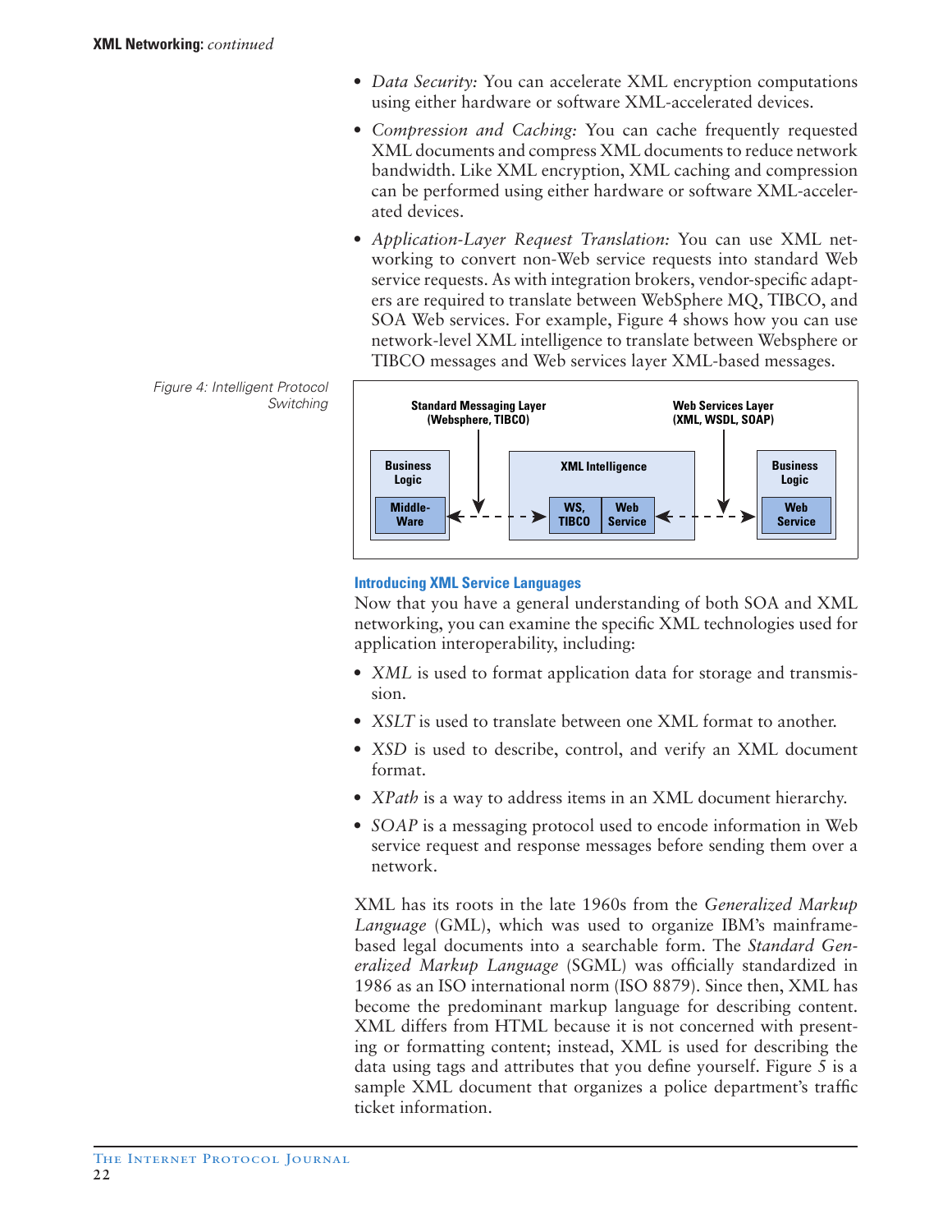- *Data Security:* You can accelerate XML encryption computations using either hardware or software XML-accelerated devices.
- *Compression and Caching:* You can cache frequently requested XML documents and compress XML documents to reduce network bandwidth. Like XML encryption, XML caching and compression can be performed using either hardware or software XML-accelerated devices.
- *Application-Layer Request Translation:* You can use XML networking to convert non-Web service requests into standard Web service requests. As with integration brokers, vendor-specific adapters are required to translate between WebSphere MQ, TIBCO, and SOA Web services. For example, Figure 4 shows how you can use network-level XML intelligence to translate between Websphere or TIBCO messages and Web services layer XML-based messages.

Figure 4: Intelligent Protocol Switching

Standard Messaging Layer (Websphere, TIBCO)

Web Services Layer (XML, WSDL, SOAP)

Business Logic

Middle-Ware

XML Intelligence

WS, TIBCO

Web Service

Business Logic

Web Service

### Introducing XML Service Languages

Now that you have a general understanding of both SOA and XML networking, you can examine the specific XML technologies used for application interoperability, including:

- *XML* is used to format application data for storage and transmission.
- *XSLT* is used to translate between one XML format to another.
- *XSD* is used to describe, control, and verify an XML document format.
- *XPath* is a way to address items in an XML document hierarchy.
- *SOAP* is a messaging protocol used to encode information in Web service request and response messages before sending them over a network.

XML has its roots in the late 1960s from the *Generalized Markup Language* (GML), which was used to organize IBM's mainframe-based legal documents into a searchable form. The *Standard Generalized Markup Language* (SGML) was officially standardized in 1986 as an ISO international norm (ISO 8879). Since then, XML has become the predominant markup language for describing content. XML differs from HTML because it is not concerned with presenting or formatting content; instead, XML is used for describing the data using tags and attributes that you define yourself. Figure 5 is a sample XML document that organizes a police department's traffic ticket information.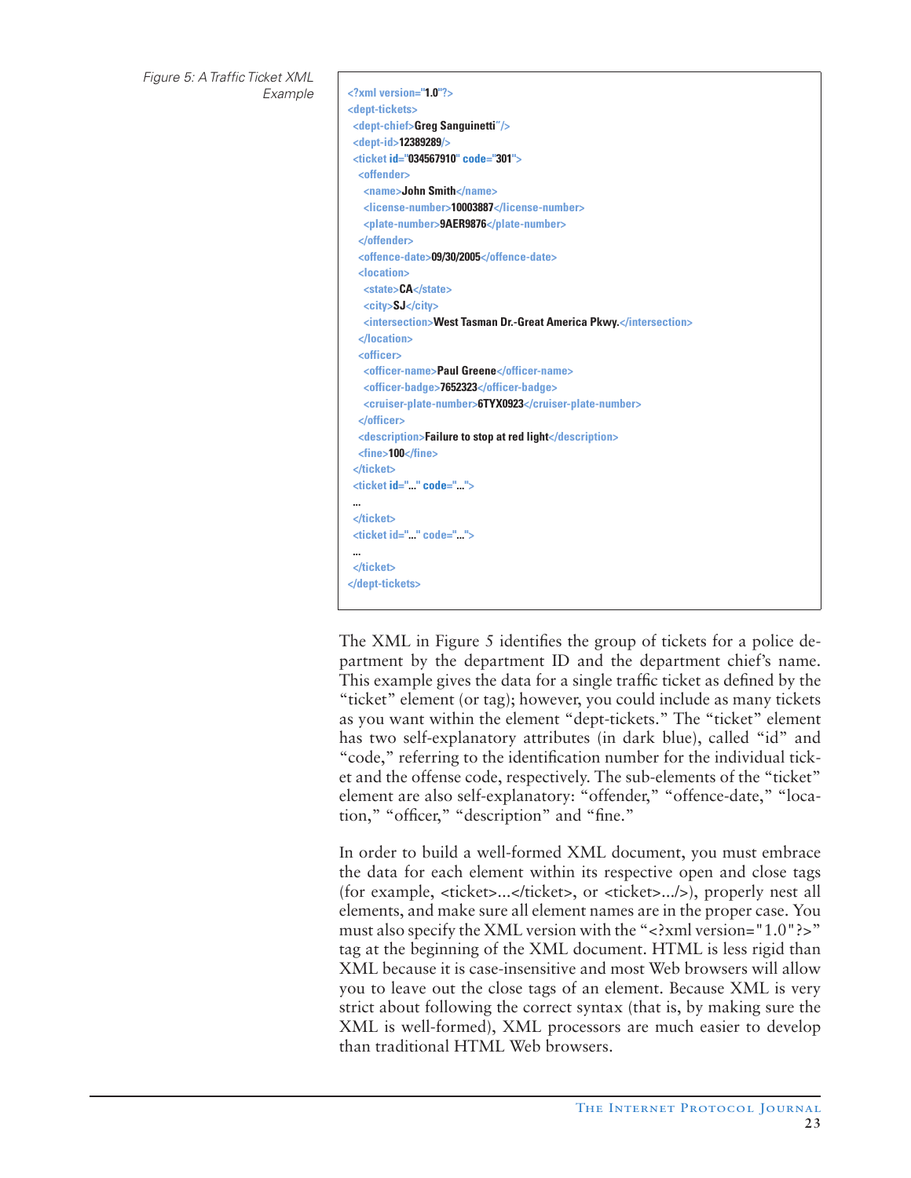Figure 5: A Traffic Ticket XML Example

```
<?xml version="1.0"?>
<dept-tickets>
  <dept-chief>Greg Sanguinetti"/>
  <dept-id>12389289/>
  <ticket id="034567910" code="301">
    <offender>
      <name>John Smith</name>
      <license-number>10003887</license-number>
      <plate-number>9AER9876</plate-number>
    </offender>
    <offence-date>09/30/2005</offence-date>
    <location>
      <state>CA</state>
      <city>SJ</city>
      <intersection>West Tasman Dr.-Great America Pkwy.</intersection>
    </location>
    <officer>
      <officer-name>Paul Greene</officer-name>
      <officer-badge>7652323</officer-badge>
      <cruiser-plate-number>6TYX0923</cruiser-plate-number>
    </officer>
    <description>Failure to stop at red light</description>
    <fine>100</fine>
  </ticket>
  <ticket id="..." code="...">
  ...
  </ticket>
  <ticket id="..." code="...">
  ...
  </ticket>
</dept-tickets>
```

The XML in Figure 5 identifies the group of tickets for a police department by the department ID and the department chief's name. This example gives the data for a single traffic ticket as defined by the "ticket" element (or tag); however, you could include as many tickets as you want within the element "dept-tickets." The "ticket" element has two self-explanatory attributes (in dark blue), called "id" and "code," referring to the identification number for the individual ticket and the offense code, respectively. The sub-elements of the "ticket" element are also self-explanatory: "offender," "offence-date," "location," "officer," "description" and "fine."

In order to build a well-formed XML document, you must embrace the data for each element within its respective open and close tags (for example, <ticket>...</ticket>, or <ticket>.../>), properly nest all elements, and make sure all element names are in the proper case. You must also specify the XML version with the "<?xml version="1.0"?>" tag at the beginning of the XML document. HTML is less rigid than XML because it is case-insensitive and most Web browsers will allow you to leave out the close tags of an element. Because XML is very strict about following the correct syntax (that is, by making sure the XML is well-formed), XML processors are much easier to develop than traditional HTML Web browsers.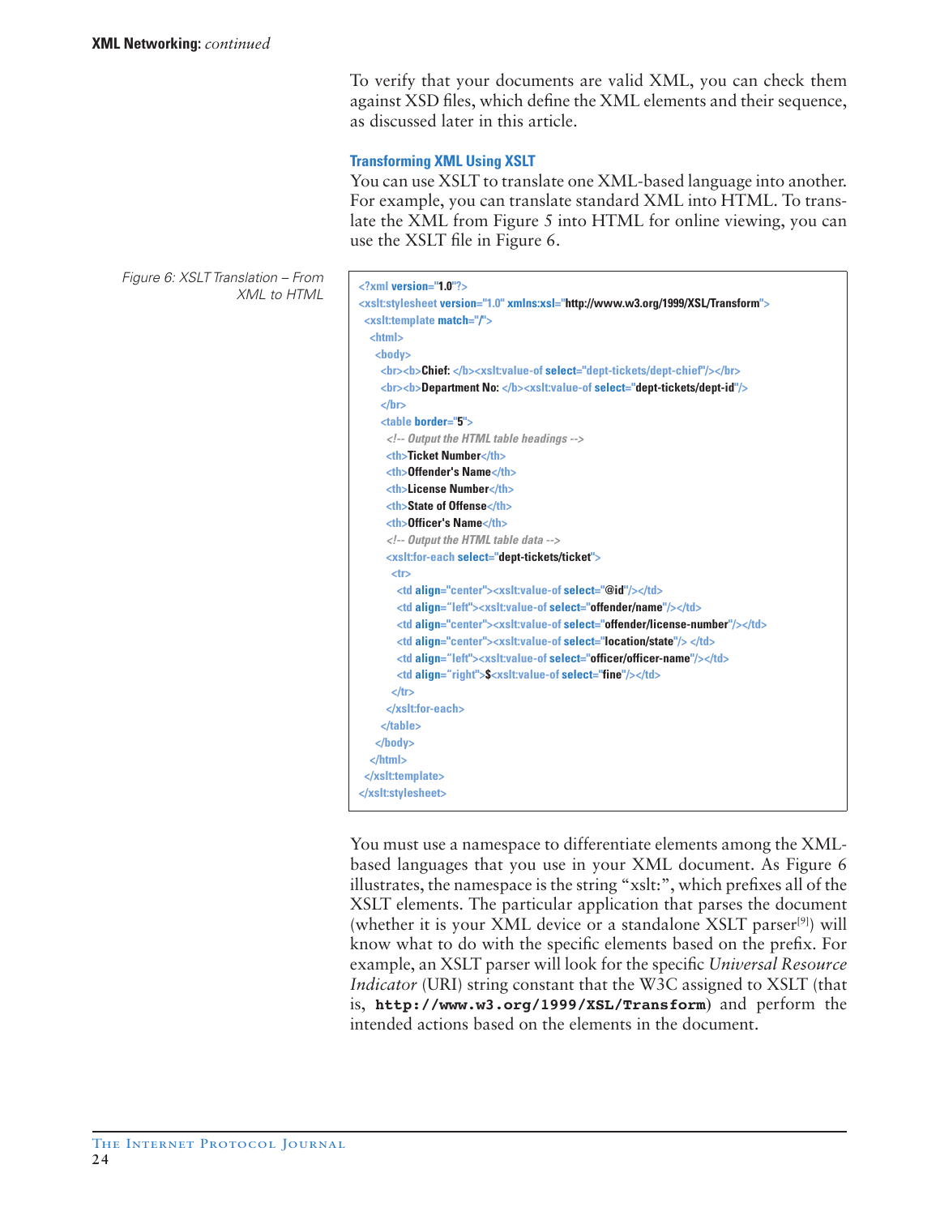To verify that your documents are valid XML, you can check them against XSD files, which define the XML elements and their sequence, as discussed later in this article.

### Transforming XML Using XSLT

You can use XSLT to translate one XML-based language into another. For example, you can translate standard XML into HTML. To translate the XML from Figure 5 into HTML for online viewing, you can use the XSLT file in Figure 6.

*Figure 6: XSLT Translation – From XML to HTML*

```
<?xml version="1.0"?>
<xslt:stylesheet version="1.0" xmlns:xsl="http://www.w3.org/1999/XSL/Transform">
 <xslt:template match="/">
  <html>
   <body>
    <br><b>Chief: </b><xslt:value-of select="dept-tickets/dept-chief"/></br>
    <br><b>Department No: </b><xslt:value-of select="dept-tickets/dept-id"/>
    </br>
    <table border="5">
     <!-- Output the HTML table headings -->
     <th>Ticket Number</th>
     <th>Offender's Name</th>
     <th>License Number</th>
     <th>State of Offense</th>
     <th>Officer's Name</th>
     <!-- Output the HTML table data -->
     <xslt:for-each select="dept-tickets/ticket">
      <tr>
       <td align="center"><xslt:value-of select="@id"/></td>
       <td align="left"><xslt:value-of select="offender/name"/></td>
       <td align="center"><xslt:value-of select="offender/license-number"/></td>
       <td align="center"><xslt:value-of select="location/state"/> </td>
       <td align="left"><xslt:value-of select="officer/officer-name"/></td>
       <td align="right">$<xslt:value-of select="fine"/></td>
      </tr>
     </xslt:for-each>
    </table>
   </body>
  </html>
 </xslt:template>
</xslt:stylesheet>
```

You must use a namespace to differentiate elements among the XML-based languages that you use in your XML document. As Figure 6 illustrates, the namespace is the string "xslt:", which prefixes all of the XSLT elements. The particular application that parses the document (whether it is your XML device or a standalone XSLT parser[9]) will know what to do with the specific elements based on the prefix. For example, an XSLT parser will look for the specific *Universal Resource Indicator* (URI) string constant that the W3C assigned to XSLT (that is, **`http://www.w3.org/1999/XSL/Transform`**) and perform the intended actions based on the elements in the document.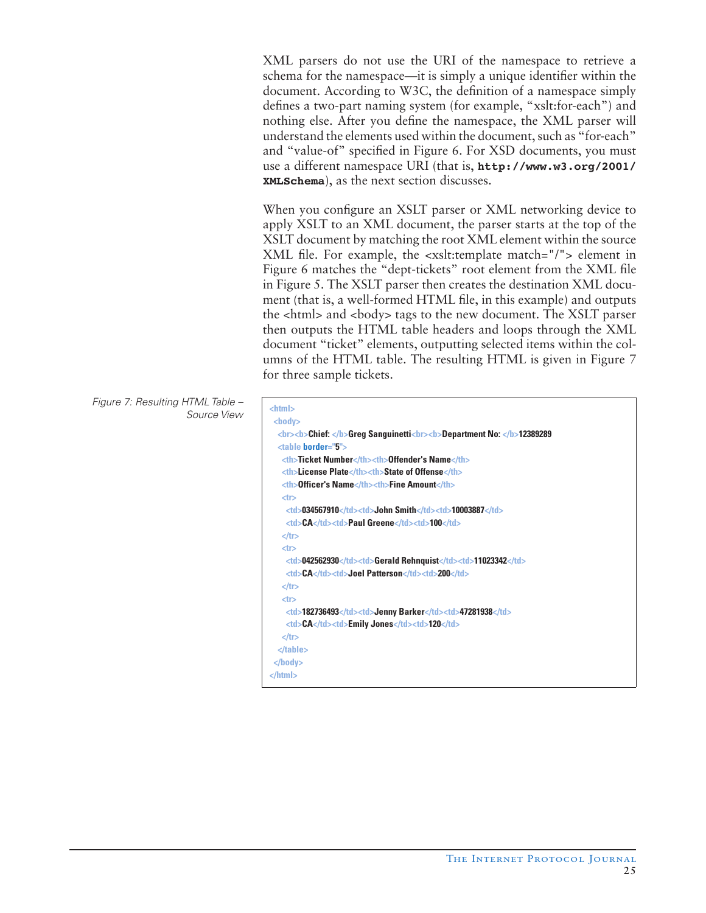XML parsers do not use the URI of the namespace to retrieve a schema for the namespace—it is simply a unique identifier within the document. According to W3C, the definition of a namespace simply defines a two-part naming system (for example, "xslt:for-each") and nothing else. After you define the namespace, the XML parser will understand the elements used within the document, such as "for-each" and "value-of" specified in Figure 6. For XSD documents, you must use a different namespace URI (that is, **`http://www.w3.org/2001/XMLSchema`**), as the next section discusses.

When you configure an XSLT parser or XML networking device to apply XSLT to an XML document, the parser starts at the top of the XSLT document by matching the root XML element within the source XML file. For example, the <xslt:template match="/"> element in Figure 6 matches the "dept-tickets" root element from the XML file in Figure 5. The XSLT parser then creates the destination XML document (that is, a well-formed HTML file, in this example) and outputs the <html> and <body> tags to the new document. The XSLT parser then outputs the HTML table headers and loops through the XML document "ticket" elements, outputting selected items within the columns of the HTML table. The resulting HTML is given in Figure 7 for three sample tickets.

*Figure 7: Resulting HTML Table – Source View*

```
<html>
 <body>
  <br><b>Chief: </b>Greg Sanguinetti<br><b>Department No: </b>12389289
  <table border="5">
   <th>Ticket Number</th><th>Offender's Name</th>
   <th>License Plate</th><th>State of Offense</th>
   <th>Officer's Name</th><th>Fine Amount</th>
   <tr>
    <td>034567910</td><td>John Smith</td><td>10003887</td>
    <td>CA</td><td>Paul Greene</td><td>100</td>
   </tr>
   <tr>
    <td>042562930</td><td>Gerald Rehnquist</td><td>11023342</td>
    <td>CA</td><td>Joel Patterson</td><td>200</td>
   </tr>
   <tr>
    <td>182736493</td><td>Jenny Barker</td><td>47281938</td>
    <td>CA</td><td>Emily Jones</td><td>120</td>
   </tr>
  </table>
 </body>
</html>
```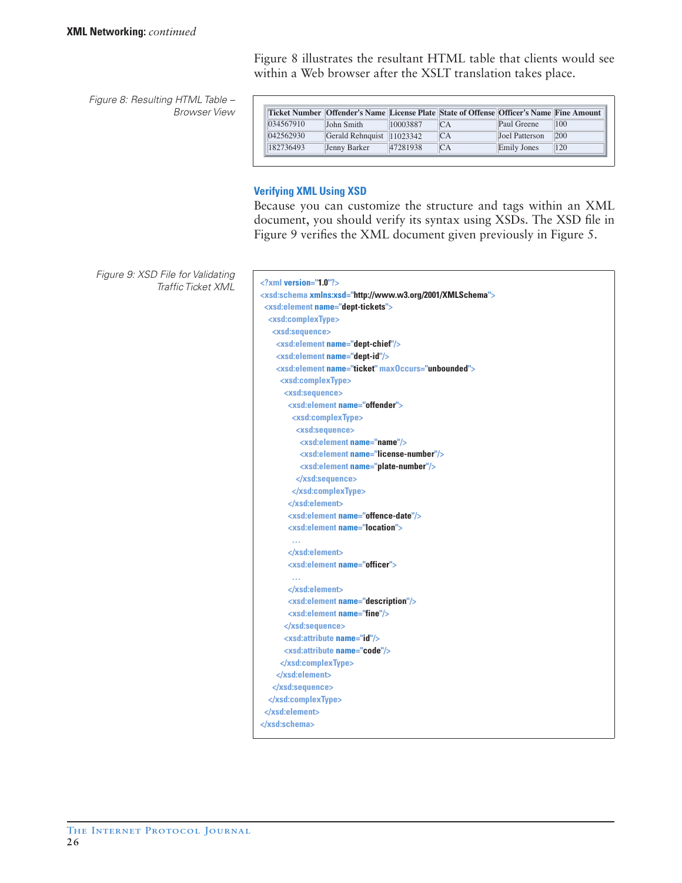Figure 8 illustrates the resultant HTML table that clients would see within a Web browser after the XSLT translation takes place.

*Figure 8: Resulting HTML Table – Browser View*

| Ticket Number | Offender's Name | License Plate | State of Offense | Officer's Name | Fine Amount |
|---|---|---|---|---|---|
| 034567910 | John Smith | 10003887 | CA | Paul Greene | 100 |
| 042562930 | Gerald Rehnquist | 11023342 | CA | Joel Patterson | 200 |
| 182736493 | Jenny Barker | 47281938 | CA | Emily Jones | 120 |

### Verifying XML Using XSD

Because you can customize the structure and tags within an XML document, you should verify its syntax using XSDs. The XSD file in Figure 9 verifies the XML document given previously in Figure 5.

*Figure 9: XSD File for Validating Traffic Ticket XML*

```
<?xml version="1.0"?>
<xsd:schema xmlns:xsd="http://www.w3.org/2001/XMLSchema">
 <xsd:element name="dept-tickets">
  <xsd:complexType>
   <xsd:sequence>
    <xsd:element name="dept-chief"/>
    <xsd:element name="dept-id"/>
    <xsd:element name="ticket" maxOccurs="unbounded">
     <xsd:complexType>
      <xsd:sequence>
       <xsd:element name="offender">
        <xsd:complexType>
         <xsd:sequence>
          <xsd:element name="name"/>
          <xsd:element name="license-number"/>
          <xsd:element name="plate-number"/>
         </xsd:sequence>
        </xsd:complexType>
       </xsd:element>
       <xsd:element name="offence-date"/>
       <xsd:element name="location">
        ...
       </xsd:element>
       <xsd:element name="officer">
        ...
       </xsd:element>
       <xsd:element name="description"/>
       <xsd:element name="fine"/>
      </xsd:sequence>
      <xsd:attribute name="id"/>
      <xsd:attribute name="code"/>
     </xsd:complexType>
    </xsd:element>
   </xsd:sequence>
  </xsd:complexType>
 </xsd:element>
</xsd:schema>
```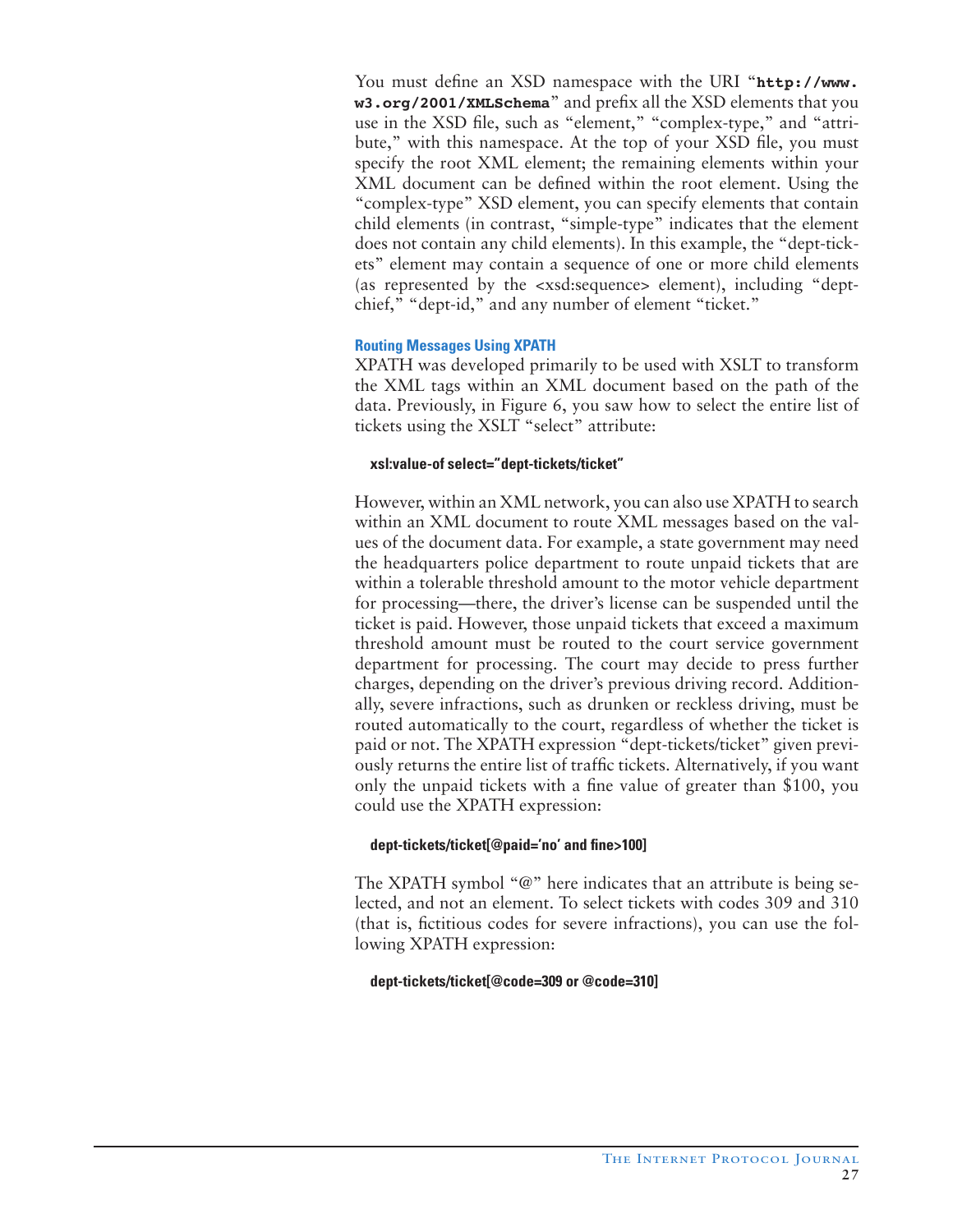You must define an XSD namespace with the URI "**http://www.w3.org/2001/XMLSchema**" and prefix all the XSD elements that you use in the XSD file, such as "element," "complex-type," and "attribute," with this namespace. At the top of your XSD file, you must specify the root XML element; the remaining elements within your XML document can be defined within the root element. Using the "complex-type" XSD element, you can specify elements that contain child elements (in contrast, "simple-type" indicates that the element does not contain any child elements). In this example, the "dept-tickets" element may contain a sequence of one or more child elements (as represented by the <xsd:sequence> element), including "dept-chief," "dept-id," and any number of element "ticket."

### Routing Messages Using XPATH

XPATH was developed primarily to be used with XSLT to transform the XML tags within an XML document based on the path of the data. Previously, in Figure 6, you saw how to select the entire list of tickets using the XSLT "select" attribute:

```
xsl:value-of select="dept-tickets/ticket"
```

However, within an XML network, you can also use XPATH to search within an XML document to route XML messages based on the values of the document data. For example, a state government may need the headquarters police department to route unpaid tickets that are within a tolerable threshold amount to the motor vehicle department for processing—there, the driver's license can be suspended until the ticket is paid. However, those unpaid tickets that exceed a maximum threshold amount must be routed to the court service government department for processing. The court may decide to press further charges, depending on the driver's previous driving record. Additionally, severe infractions, such as drunken or reckless driving, must be routed automatically to the court, regardless of whether the ticket is paid or not. The XPATH expression "dept-tickets/ticket" given previously returns the entire list of traffic tickets. Alternatively, if you want only the unpaid tickets with a fine value of greater than $100, you could use the XPATH expression:

```
dept-tickets/ticket[@paid='no' and fine>100]
```

The XPATH symbol "@" here indicates that an attribute is being selected, and not an element. To select tickets with codes 309 and 310 (that is, fictitious codes for severe infractions), you can use the following XPATH expression:

```
dept-tickets/ticket[@code=309 or @code=310]
```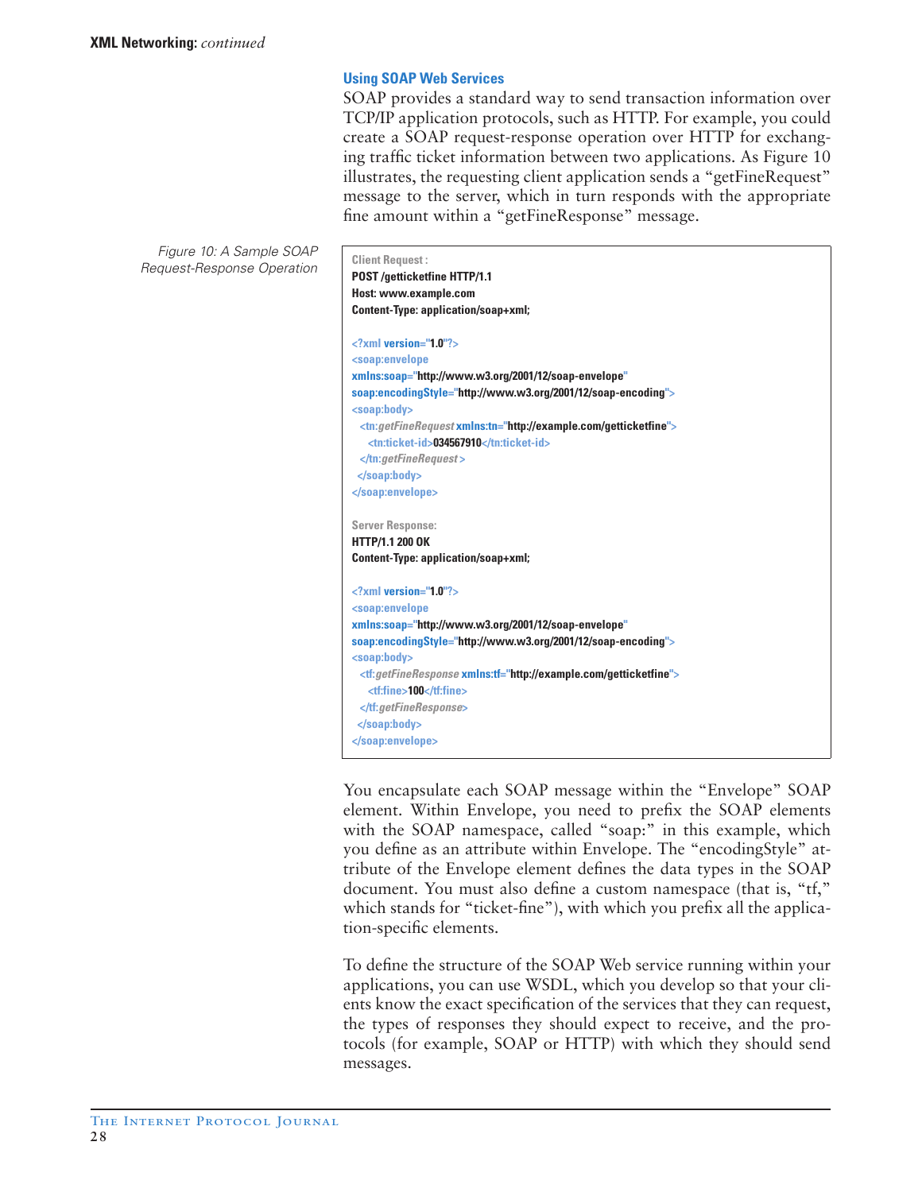### Using SOAP Web Services

SOAP provides a standard way to send transaction information over TCP/IP application protocols, such as HTTP. For example, you could create a SOAP request-response operation over HTTP for exchanging traffic ticket information between two applications. As Figure 10 illustrates, the requesting client application sends a "getFineRequest" message to the server, which in turn responds with the appropriate fine amount within a "getFineResponse" message.

*Figure 10: A Sample SOAP Request-Response Operation*

```
Client Request :
POST /getticketfine HTTP/1.1
Host: www.example.com
Content-Type: application/soap+xml;

<?xml version="1.0"?>
<soap:envelope
xmlns:soap="http://www.w3.org/2001/12/soap-envelope"
soap:encodingStyle="http://www.w3.org/2001/12/soap-encoding">
<soap:body>
  <tn:getFineRequest xmlns:tn="http://example.com/getticketfine">
    <tn:ticket-id>034567910</tn:ticket-id>
  </tn:getFineRequest >
 </soap:body>
</soap:envelope>

Server Response:
HTTP/1.1 200 OK
Content-Type: application/soap+xml;

<?xml version="1.0"?>
<soap:envelope
xmlns:soap="http://www.w3.org/2001/12/soap-envelope"
soap:encodingStyle="http://www.w3.org/2001/12/soap-encoding">
<soap:body>
  <tf:getFineResponse xmlns:tf="http://example.com/getticketfine">
    <tf:fine>100</tf:fine>
  </tf:getFineResponse>
 </soap:body>
</soap:envelope>
```

You encapsulate each SOAP message within the "Envelope" SOAP element. Within Envelope, you need to prefix the SOAP elements with the SOAP namespace, called "soap:" in this example, which you define as an attribute within Envelope. The "encodingStyle" attribute of the Envelope element defines the data types in the SOAP document. You must also define a custom namespace (that is, "tf," which stands for "ticket-fine"), with which you prefix all the application-specific elements.

To define the structure of the SOAP Web service running within your applications, you can use WSDL, which you develop so that your clients know the exact specification of the services that they can request, the types of responses they should expect to receive, and the protocols (for example, SOAP or HTTP) with which they should send messages.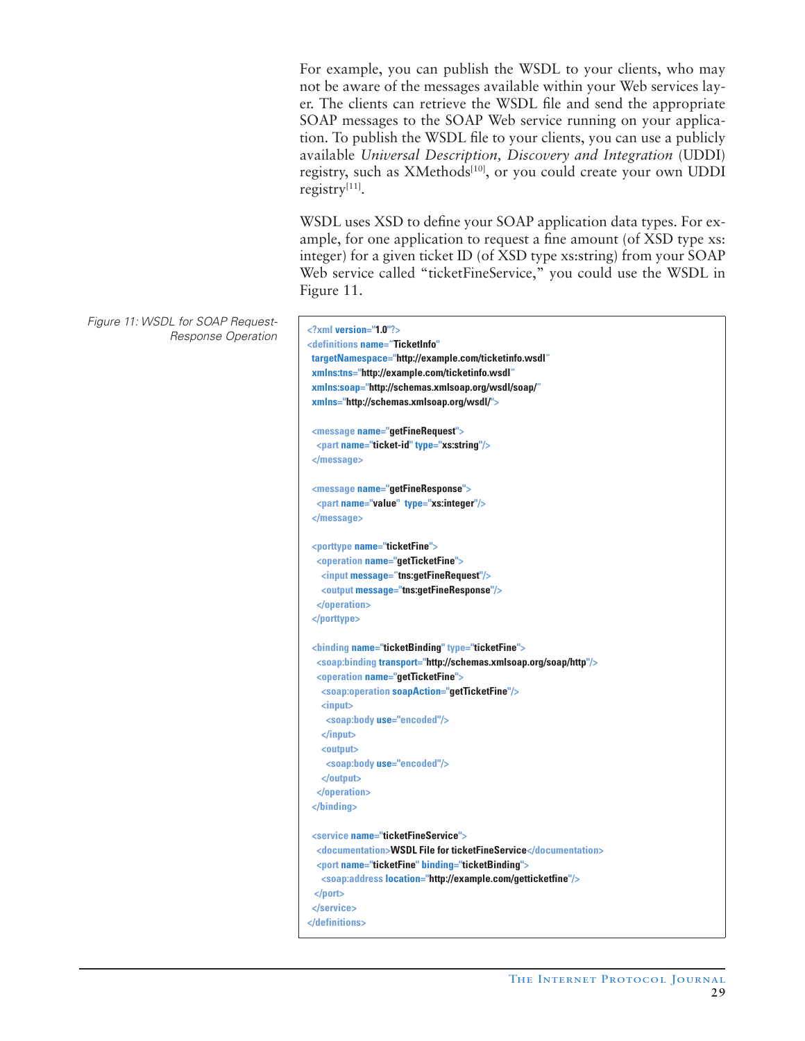For example, you can publish the WSDL to your clients, who may not be aware of the messages available within your Web services layer. The clients can retrieve the WSDL file and send the appropriate SOAP messages to the SOAP Web service running on your application. To publish the WSDL file to your clients, you can use a publicly available *Universal Description, Discovery and Integration* (UDDI) registry, such as XMethods[10], or you could create your own UDDI registry[11].

WSDL uses XSD to define your SOAP application data types. For example, for one application to request a fine amount (of XSD type xs:integer) for a given ticket ID (of XSD type xs:string) from your SOAP Web service called "ticketFineService," you could use the WSDL in Figure 11.

*Figure 11: WSDL for SOAP Request-Response Operation*

```
<?xml version="1.0"?>
<definitions name="TicketInfo"
 targetNamespace="http://example.com/ticketinfo.wsdl"
 xmlns:tns="http://example.com/ticketinfo.wsdl"
 xmlns:soap="http://schemas.xmlsoap.org/wsdl/soap/"
 xmlns="http://schemas.xmlsoap.org/wsdl/">

 <message name="getFineRequest">
  <part name="ticket-id" type="xs:string"/>
 </message>

 <message name="getFineResponse">
  <part name="value"  type="xs:integer"/>
 </message>

 <porttype name="ticketFine">
  <operation name="getTicketFine">
   <input message="tns:getFineRequest"/>
   <output message="tns:getFineResponse"/>
  </operation>
 </porttype>

 <binding name="ticketBinding" type="ticketFine">
  <soap:binding transport="http://schemas.xmlsoap.org/soap/http"/>
  <operation name="getTicketFine">
   <soap:operation soapAction="getTicketFine"/>
   <input>
    <soap:body use="encoded"/>
   </input>
   <output>
    <soap:body use="encoded"/>
   </output>
  </operation>
 </binding>

 <service name="ticketFineService">
  <documentation>WSDL File for ticketFineService</documentation>
  <port name="ticketFine" binding="ticketBinding">
   <soap:address location="http://example.com/getticketfine"/>
  </port>
 </service>
</definitions>
```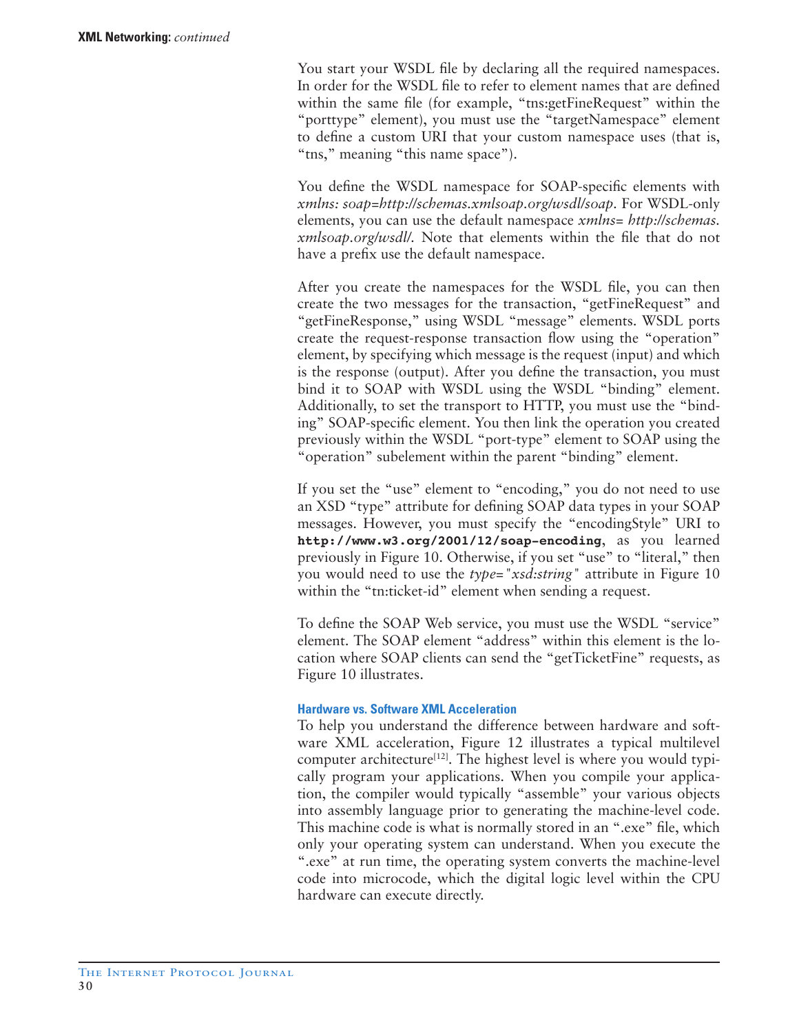You start your WSDL file by declaring all the required namespaces. In order for the WSDL file to refer to element names that are defined within the same file (for example, "tns:getFineRequest" within the "porttype" element), you must use the "targetNamespace" element to define a custom URI that your custom namespace uses (that is, "tns," meaning "this name space").

You define the WSDL namespace for SOAP-specific elements with *xmlns: soap=http://schemas.xmlsoap.org/wsdl/soap*. For WSDL-only elements, you can use the default namespace *xmlns= http://schemas.xmlsoap.org/wsdl/*. Note that elements within the file that do not have a prefix use the default namespace.

After you create the namespaces for the WSDL file, you can then create the two messages for the transaction, "getFineRequest" and "getFineResponse," using WSDL "message" elements. WSDL ports create the request-response transaction flow using the "operation" element, by specifying which message is the request (input) and which is the response (output). After you define the transaction, you must bind it to SOAP with WSDL using the WSDL "binding" element. Additionally, to set the transport to HTTP, you must use the "binding" SOAP-specific element. You then link the operation you created previously within the WSDL "port-type" element to SOAP using the "operation" subelement within the parent "binding" element.

If you set the "use" element to "encoding," you do not need to use an XSD "type" attribute for defining SOAP data types in your SOAP messages. However, you must specify the "encodingStyle" URI to **`http://www.w3.org/2001/12/soap-encoding`**, as you learned previously in Figure 10. Otherwise, if you set "use" to "literal," then you would need to use the *type="xsd:string"* attribute in Figure 10 within the "tn:ticket-id" element when sending a request.

To define the SOAP Web service, you must use the WSDL "service" element. The SOAP element "address" within this element is the location where SOAP clients can send the "getTicketFine" requests, as Figure 10 illustrates.

### Hardware vs. Software XML Acceleration

To help you understand the difference between hardware and software XML acceleration, Figure 12 illustrates a typical multilevel computer architecture[12]. The highest level is where you would typically program your applications. When you compile your application, the compiler would typically "assemble" your various objects into assembly language prior to generating the machine-level code. This machine code is what is normally stored in an ".exe" file, which only your operating system can understand. When you execute the ".exe" at run time, the operating system converts the machine-level code into microcode, which the digital logic level within the CPU hardware can execute directly.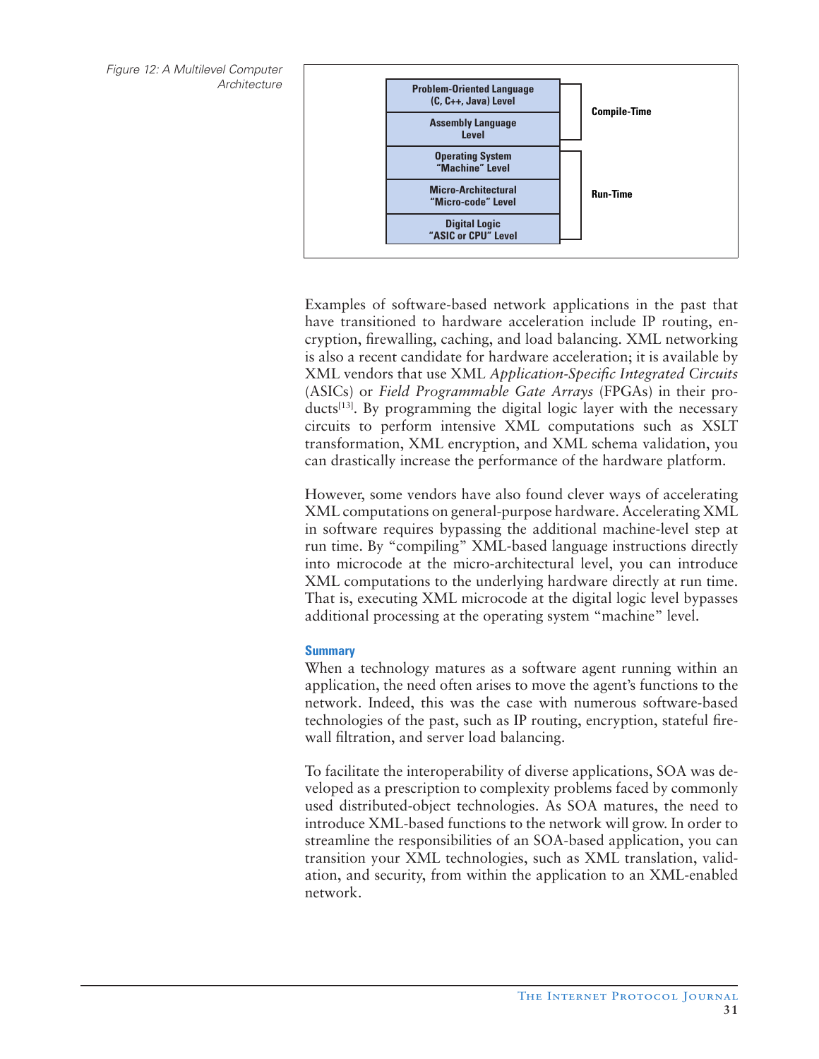Figure 12: A Multilevel Computer Architecture

| Level | Phase |
| --- | --- |
| Problem-Oriented Language (C, C++, Java) Level | Compile-Time |
| Assembly Language Level | |
| Operating System "Machine" Level | Run-Time |
| Micro-Architectural "Micro-code" Level | |
| Digital Logic "ASIC or CPU" Level | |

Examples of software-based network applications in the past that have transitioned to hardware acceleration include IP routing, encryption, firewalling, caching, and load balancing. XML networking is also a recent candidate for hardware acceleration; it is available by XML vendors that use XML *Application-Specific Integrated Circuits* (ASICs) or *Field Programmable Gate Arrays* (FPGAs) in their products[13]. By programming the digital logic layer with the necessary circuits to perform intensive XML computations such as XSLT transformation, XML encryption, and XML schema validation, you can drastically increase the performance of the hardware platform.

However, some vendors have also found clever ways of accelerating XML computations on general-purpose hardware. Accelerating XML in software requires bypassing the additional machine-level step at run time. By "compiling" XML-based language instructions directly into microcode at the micro-architectural level, you can introduce XML computations to the underlying hardware directly at run time. That is, executing XML microcode at the digital logic level bypasses additional processing at the operating system "machine" level.

### Summary

When a technology matures as a software agent running within an application, the need often arises to move the agent's functions to the network. Indeed, this was the case with numerous software-based technologies of the past, such as IP routing, encryption, stateful firewall filtration, and server load balancing.

To facilitate the interoperability of diverse applications, SOA was developed as a prescription to complexity problems faced by commonly used distributed-object technologies. As SOA matures, the need to introduce XML-based functions to the network will grow. In order to streamline the responsibilities of an SOA-based application, you can transition your XML technologies, such as XML translation, validation, and security, from within the application to an XML-enabled network.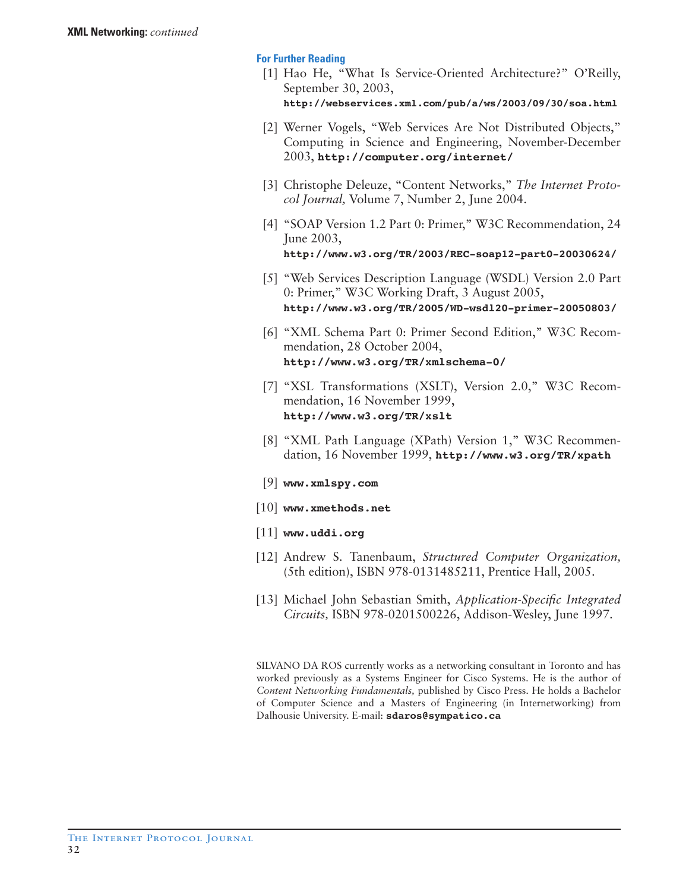## For Further Reading

[1] Hao He, "What Is Service-Oriented Architecture?" O'Reilly, September 30, 2003, **http://webservices.xml.com/pub/a/ws/2003/09/30/soa.html**

[2] Werner Vogels, "Web Services Are Not Distributed Objects," Computing in Science and Engineering, November-December 2003, **http://computer.org/internet/**

[3] Christophe Deleuze, "Content Networks," *The Internet Protocol Journal,* Volume 7, Number 2, June 2004.

[4] "SOAP Version 1.2 Part 0: Primer," W3C Recommendation, 24 June 2003, **http://www.w3.org/TR/2003/REC-soap12-part0-20030624/**

[5] "Web Services Description Language (WSDL) Version 2.0 Part 0: Primer," W3C Working Draft, 3 August 2005, **http://www.w3.org/TR/2005/WD-wsdl20-primer-20050803/**

[6] "XML Schema Part 0: Primer Second Edition," W3C Recommendation, 28 October 2004, **http://www.w3.org/TR/xmlschema-0/**

[7] "XSL Transformations (XSLT), Version 2.0," W3C Recommendation, 16 November 1999, **http://www.w3.org/TR/xslt**

[8] "XML Path Language (XPath) Version 1," W3C Recommendation, 16 November 1999, **http://www.w3.org/TR/xpath**

[9] **www.xmlspy.com**

[10] **www.xmethods.net**

[11] **www.uddi.org**

[12] Andrew S. Tanenbaum, *Structured Computer Organization,* (5th edition), ISBN 978-0131485211, Prentice Hall, 2005.

[13] Michael John Sebastian Smith, *Application-Specific Integrated Circuits,* ISBN 978-0201500226, Addison-Wesley, June 1997.

SILVANO DA ROS currently works as a networking consultant in Toronto and has worked previously as a Systems Engineer for Cisco Systems. He is the author of *Content Networking Fundamentals,* published by Cisco Press. He holds a Bachelor of Computer Science and a Masters of Engineering (in Internetworking) from Dalhousie University. E-mail: **sdaros@sympatico.ca**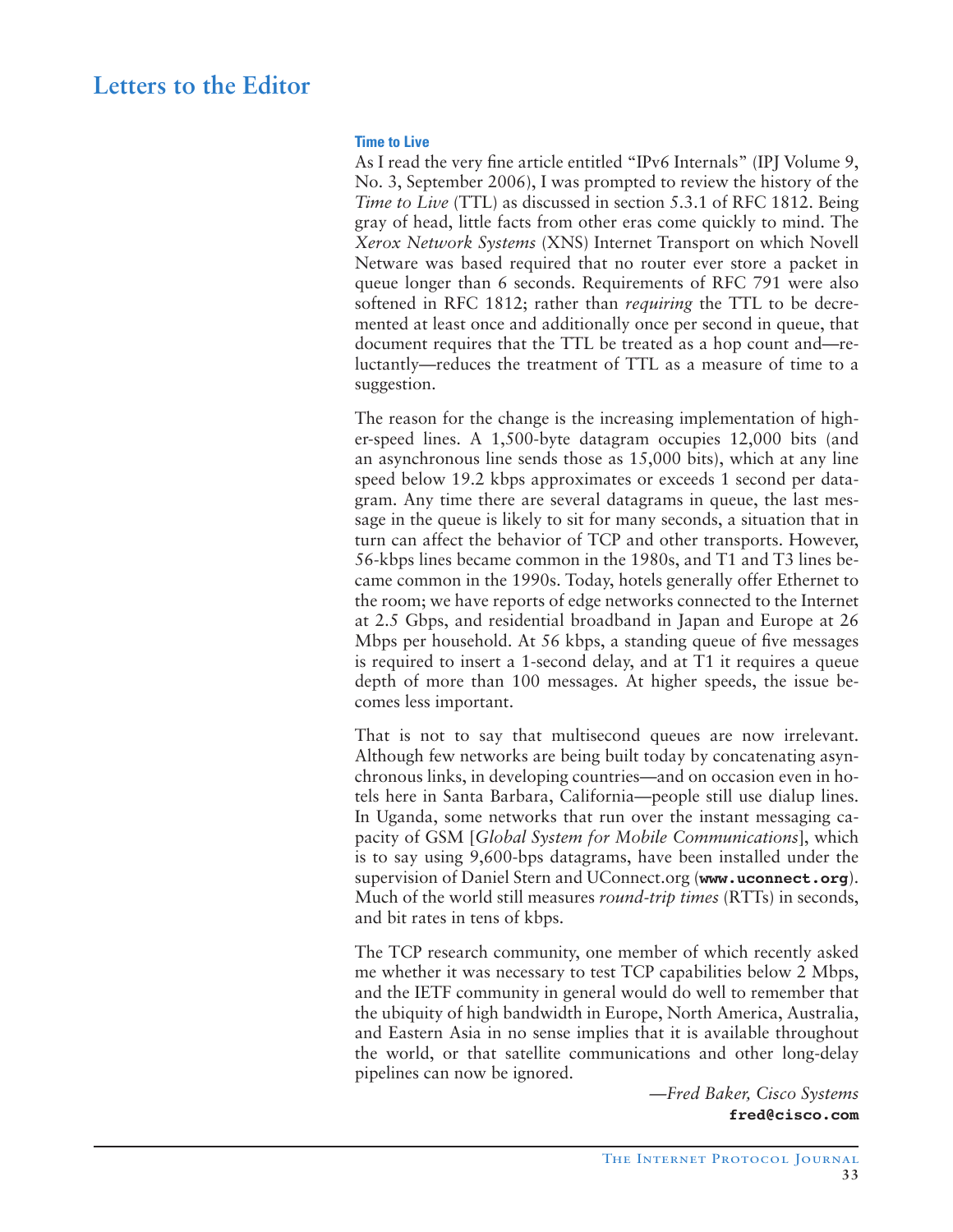# Letters to the Editor

### Time to Live

As I read the very fine article entitled "IPv6 Internals" (IPJ Volume 9, No. 3, September 2006), I was prompted to review the history of the *Time to Live* (TTL) as discussed in section 5.3.1 of RFC 1812. Being gray of head, little facts from other eras come quickly to mind. The *Xerox Network Systems* (XNS) Internet Transport on which Novell Netware was based required that no router ever store a packet in queue longer than 6 seconds. Requirements of RFC 791 were also softened in RFC 1812; rather than *requiring* the TTL to be decremented at least once and additionally once per second in queue, that document requires that the TTL be treated as a hop count and—reluctantly—reduces the treatment of TTL as a measure of time to a suggestion.

The reason for the change is the increasing implementation of higher-speed lines. A 1,500-byte datagram occupies 12,000 bits (and an asynchronous line sends those as 15,000 bits), which at any line speed below 19.2 kbps approximates or exceeds 1 second per datagram. Any time there are several datagrams in queue, the last message in the queue is likely to sit for many seconds, a situation that in turn can affect the behavior of TCP and other transports. However, 56-kbps lines became common in the 1980s, and T1 and T3 lines became common in the 1990s. Today, hotels generally offer Ethernet to the room; we have reports of edge networks connected to the Internet at 2.5 Gbps, and residential broadband in Japan and Europe at 26 Mbps per household. At 56 kbps, a standing queue of five messages is required to insert a 1-second delay, and at T1 it requires a queue depth of more than 100 messages. At higher speeds, the issue becomes less important.

That is not to say that multisecond queues are now irrelevant. Although few networks are being built today by concatenating asynchronous links, in developing countries—and on occasion even in hotels here in Santa Barbara, California—people still use dialup lines. In Uganda, some networks that run over the instant messaging capacity of GSM [*Global System for Mobile Communications*], which is to say using 9,600-bps datagrams, have been installed under the supervision of Daniel Stern and UConnect.org (**www.uconnect.org**). Much of the world still measures *round-trip times* (RTTs) in seconds, and bit rates in tens of kbps.

The TCP research community, one member of which recently asked me whether it was necessary to test TCP capabilities below 2 Mbps, and the IETF community in general would do well to remember that the ubiquity of high bandwidth in Europe, North America, Australia, and Eastern Asia in no sense implies that it is available throughout the world, or that satellite communications and other long-delay pipelines can now be ignored.

—*Fred Baker, Cisco Systems*
**fred@cisco.com**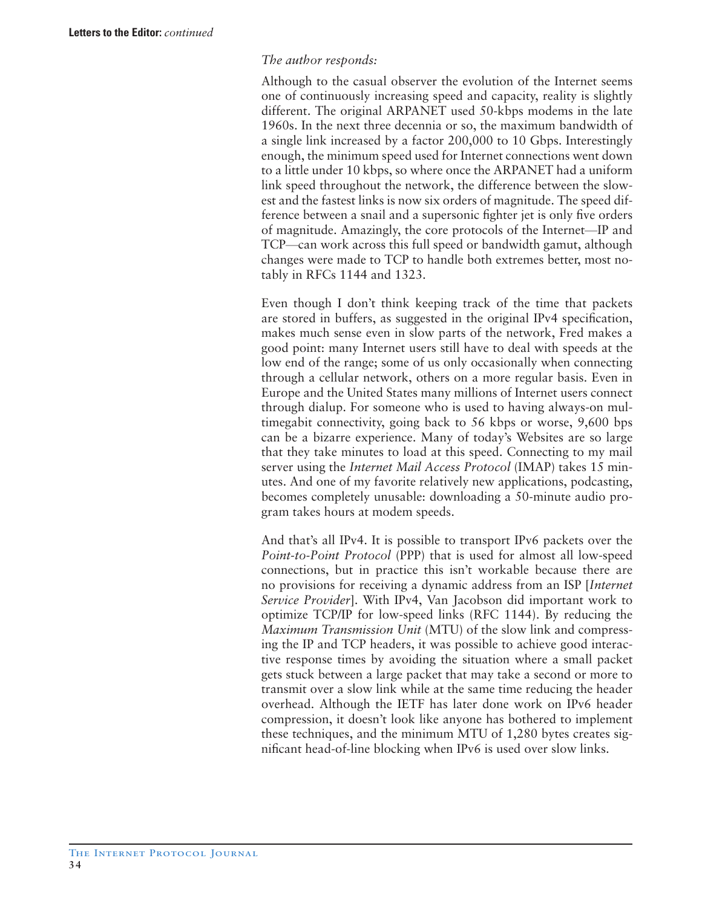*The author responds:*

Although to the casual observer the evolution of the Internet seems one of continuously increasing speed and capacity, reality is slightly different. The original ARPANET used 50-kbps modems in the late 1960s. In the next three decennia or so, the maximum bandwidth of a single link increased by a factor 200,000 to 10 Gbps. Interestingly enough, the minimum speed used for Internet connections went down to a little under 10 kbps, so where once the ARPANET had a uniform link speed throughout the network, the difference between the slowest and the fastest links is now six orders of magnitude. The speed difference between a snail and a supersonic fighter jet is only five orders of magnitude. Amazingly, the core protocols of the Internet—IP and TCP—can work across this full speed or bandwidth gamut, although changes were made to TCP to handle both extremes better, most notably in RFCs 1144 and 1323.

Even though I don't think keeping track of the time that packets are stored in buffers, as suggested in the original IPv4 specification, makes much sense even in slow parts of the network, Fred makes a good point: many Internet users still have to deal with speeds at the low end of the range; some of us only occasionally when connecting through a cellular network, others on a more regular basis. Even in Europe and the United States many millions of Internet users connect through dialup. For someone who is used to having always-on multimegabit connectivity, going back to 56 kbps or worse, 9,600 bps can be a bizarre experience. Many of today's Websites are so large that they take minutes to load at this speed. Connecting to my mail server using the *Internet Mail Access Protocol* (IMAP) takes 15 minutes. And one of my favorite relatively new applications, podcasting, becomes completely unusable: downloading a 50-minute audio program takes hours at modem speeds.

And that's all IPv4. It is possible to transport IPv6 packets over the *Point-to-Point Protocol* (PPP) that is used for almost all low-speed connections, but in practice this isn't workable because there are no provisions for receiving a dynamic address from an ISP [*Internet Service Provider*]. With IPv4, Van Jacobson did important work to optimize TCP/IP for low-speed links (RFC 1144). By reducing the *Maximum Transmission Unit* (MTU) of the slow link and compressing the IP and TCP headers, it was possible to achieve good interactive response times by avoiding the situation where a small packet gets stuck between a large packet that may take a second or more to transmit over a slow link while at the same time reducing the header overhead. Although the IETF has later done work on IPv6 header compression, it doesn't look like anyone has bothered to implement these techniques, and the minimum MTU of 1,280 bytes creates significant head-of-line blocking when IPv6 is used over slow links.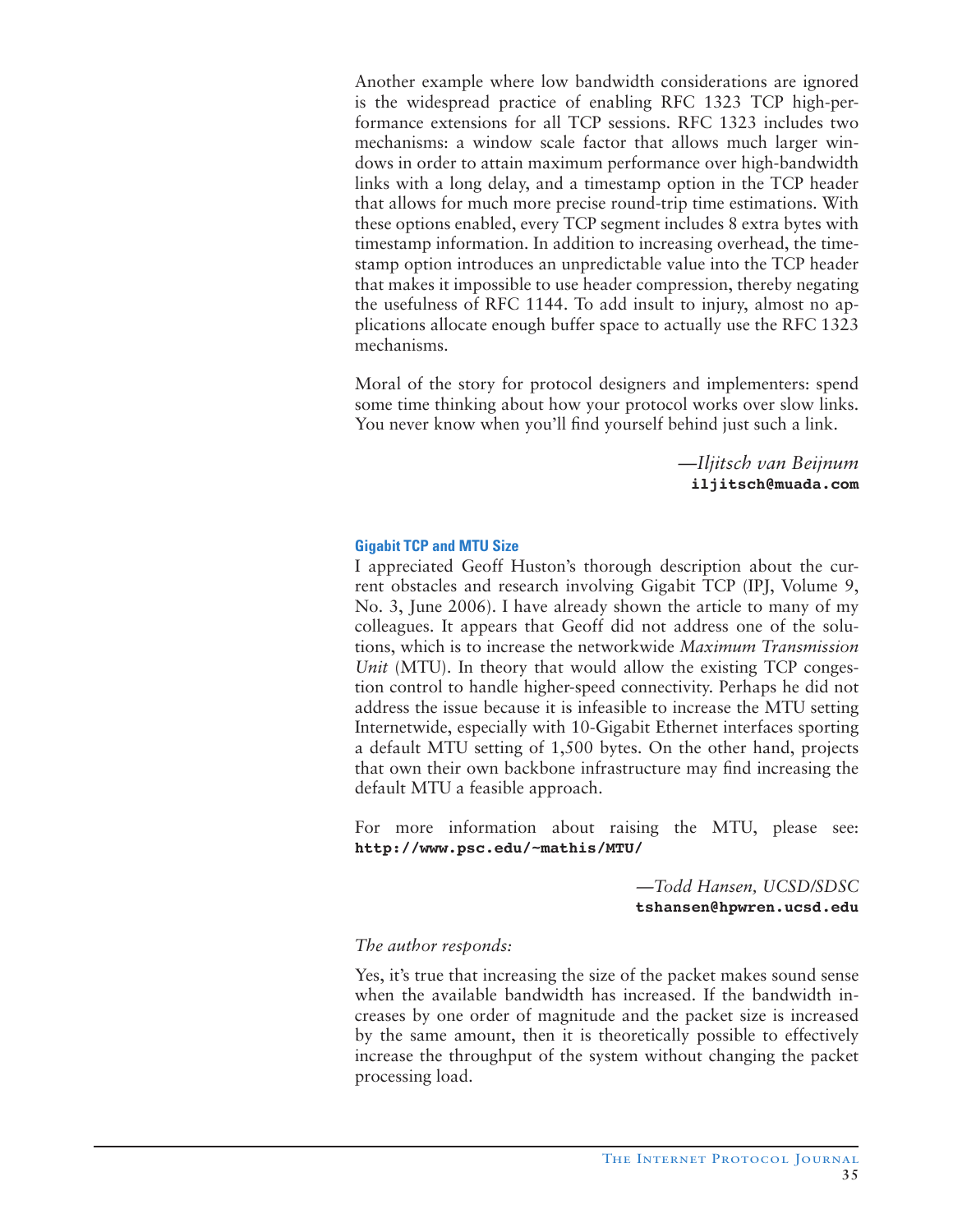Another example where low bandwidth considerations are ignored is the widespread practice of enabling RFC 1323 TCP high-performance extensions for all TCP sessions. RFC 1323 includes two mechanisms: a window scale factor that allows much larger windows in order to attain maximum performance over high-bandwidth links with a long delay, and a timestamp option in the TCP header that allows for much more precise round-trip time estimations. With these options enabled, every TCP segment includes 8 extra bytes with timestamp information. In addition to increasing overhead, the timestamp option introduces an unpredictable value into the TCP header that makes it impossible to use header compression, thereby negating the usefulness of RFC 1144. To add insult to injury, almost no applications allocate enough buffer space to actually use the RFC 1323 mechanisms.

Moral of the story for protocol designers and implementers: spend some time thinking about how your protocol works over slow links. You never know when you'll find yourself behind just such a link.

*—Iljitsch van Beijnum*
**iljitsch@muada.com**

### Gigabit TCP and MTU Size

I appreciated Geoff Huston's thorough description about the current obstacles and research involving Gigabit TCP (IPJ, Volume 9, No. 3, June 2006). I have already shown the article to many of my colleagues. It appears that Geoff did not address one of the solutions, which is to increase the networkwide *Maximum Transmission Unit* (MTU). In theory that would allow the existing TCP congestion control to handle higher-speed connectivity. Perhaps he did not address the issue because it is infeasible to increase the MTU setting Internetwide, especially with 10-Gigabit Ethernet interfaces sporting a default MTU setting of 1,500 bytes. On the other hand, projects that own their own backbone infrastructure may find increasing the default MTU a feasible approach.

For more information about raising the MTU, please see: **http://www.psc.edu/~mathis/MTU/**

*—Todd Hansen, UCSD/SDSC*
**tshansen@hpwren.ucsd.edu**

*The author responds:*

Yes, it's true that increasing the size of the packet makes sound sense when the available bandwidth has increased. If the bandwidth increases by one order of magnitude and the packet size is increased by the same amount, then it is theoretically possible to effectively increase the throughput of the system without changing the packet processing load.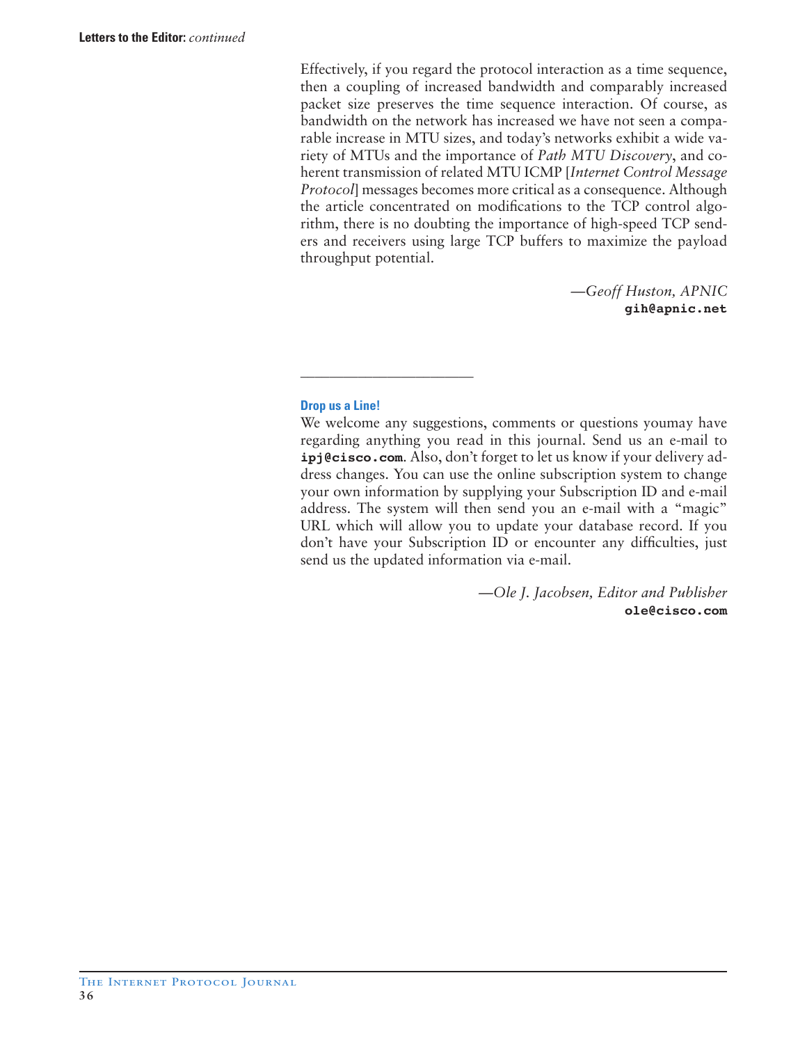Effectively, if you regard the protocol interaction as a time sequence, then a coupling of increased bandwidth and comparably increased packet size preserves the time sequence interaction. Of course, as bandwidth on the network has increased we have not seen a comparable increase in MTU sizes, and today's networks exhibit a wide variety of MTUs and the importance of *Path MTU Discovery*, and coherent transmission of related MTU ICMP [*Internet Control Message Protocol*] messages becomes more critical as a consequence. Although the article concentrated on modifications to the TCP control algorithm, there is no doubting the importance of high-speed TCP senders and receivers using large TCP buffers to maximize the payload throughput potential.

—*Geoff Huston, APNIC*
**gih@apnic.net**

---

### Drop us a Line!

We welcome any suggestions, comments or questions youmay have regarding anything you read in this journal. Send us an e-mail to **ipj@cisco.com**. Also, don't forget to let us know if your delivery address changes. You can use the online subscription system to change your own information by supplying your Subscription ID and e-mail address. The system will then send you an e-mail with a "magic" URL which will allow you to update your database record. If you don't have your Subscription ID or encounter any difficulties, just send us the updated information via e-mail.

—*Ole J. Jacobsen, Editor and Publisher*
**ole@cisco.com**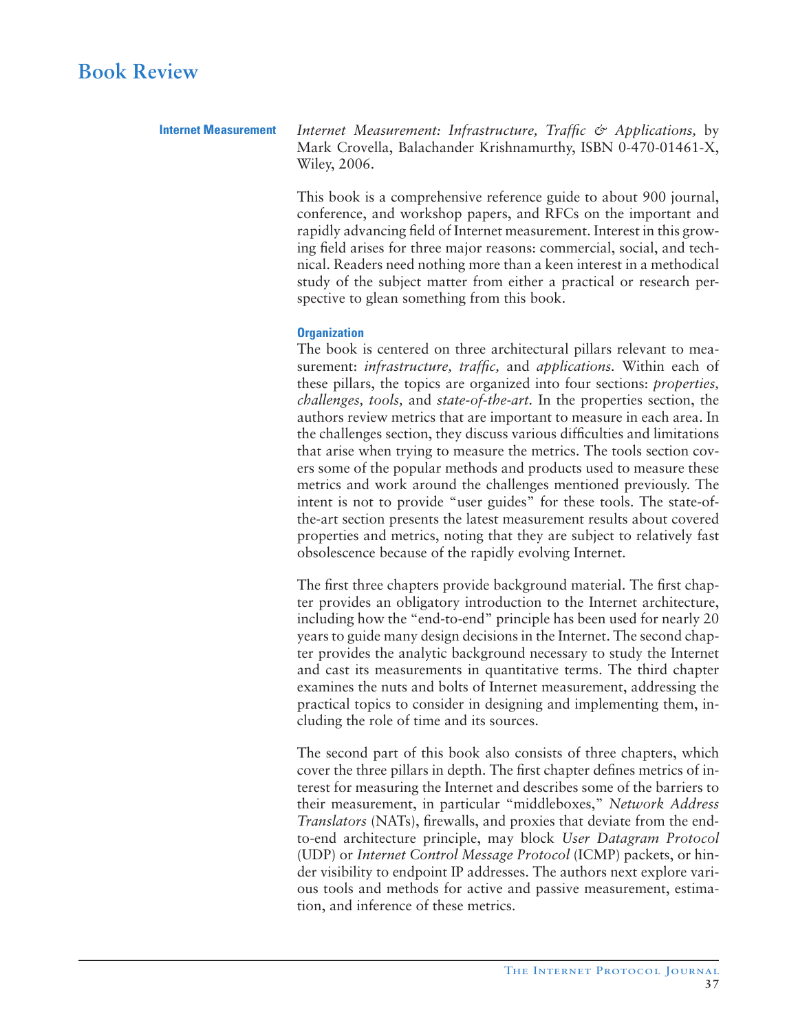# Book Review

## Internet Measurement

*Internet Measurement: Infrastructure, Traffic & Applications,* by Mark Crovella, Balachander Krishnamurthy, ISBN 0-470-01461-X, Wiley, 2006.

This book is a comprehensive reference guide to about 900 journal, conference, and workshop papers, and RFCs on the important and rapidly advancing field of Internet measurement. Interest in this growing field arises for three major reasons: commercial, social, and technical. Readers need nothing more than a keen interest in a methodical study of the subject matter from either a practical or research perspective to glean something from this book.

### Organization

The book is centered on three architectural pillars relevant to measurement: *infrastructure, traffic,* and *applications.* Within each of these pillars, the topics are organized into four sections: *properties, challenges, tools,* and *state-of-the-art.* In the properties section, the authors review metrics that are important to measure in each area. In the challenges section, they discuss various difficulties and limitations that arise when trying to measure the metrics. The tools section covers some of the popular methods and products used to measure these metrics and work around the challenges mentioned previously. The intent is not to provide "user guides" for these tools. The state-of-the-art section presents the latest measurement results about covered properties and metrics, noting that they are subject to relatively fast obsolescence because of the rapidly evolving Internet.

The first three chapters provide background material. The first chapter provides an obligatory introduction to the Internet architecture, including how the "end-to-end" principle has been used for nearly 20 years to guide many design decisions in the Internet. The second chapter provides the analytic background necessary to study the Internet and cast its measurements in quantitative terms. The third chapter examines the nuts and bolts of Internet measurement, addressing the practical topics to consider in designing and implementing them, including the role of time and its sources.

The second part of this book also consists of three chapters, which cover the three pillars in depth. The first chapter defines metrics of interest for measuring the Internet and describes some of the barriers to their measurement, in particular "middleboxes," *Network Address Translators* (NATs), firewalls, and proxies that deviate from the end-to-end architecture principle, may block *User Datagram Protocol* (UDP) or *Internet Control Message Protocol* (ICMP) packets, or hinder visibility to endpoint IP addresses. The authors next explore various tools and methods for active and passive measurement, estimation, and inference of these metrics.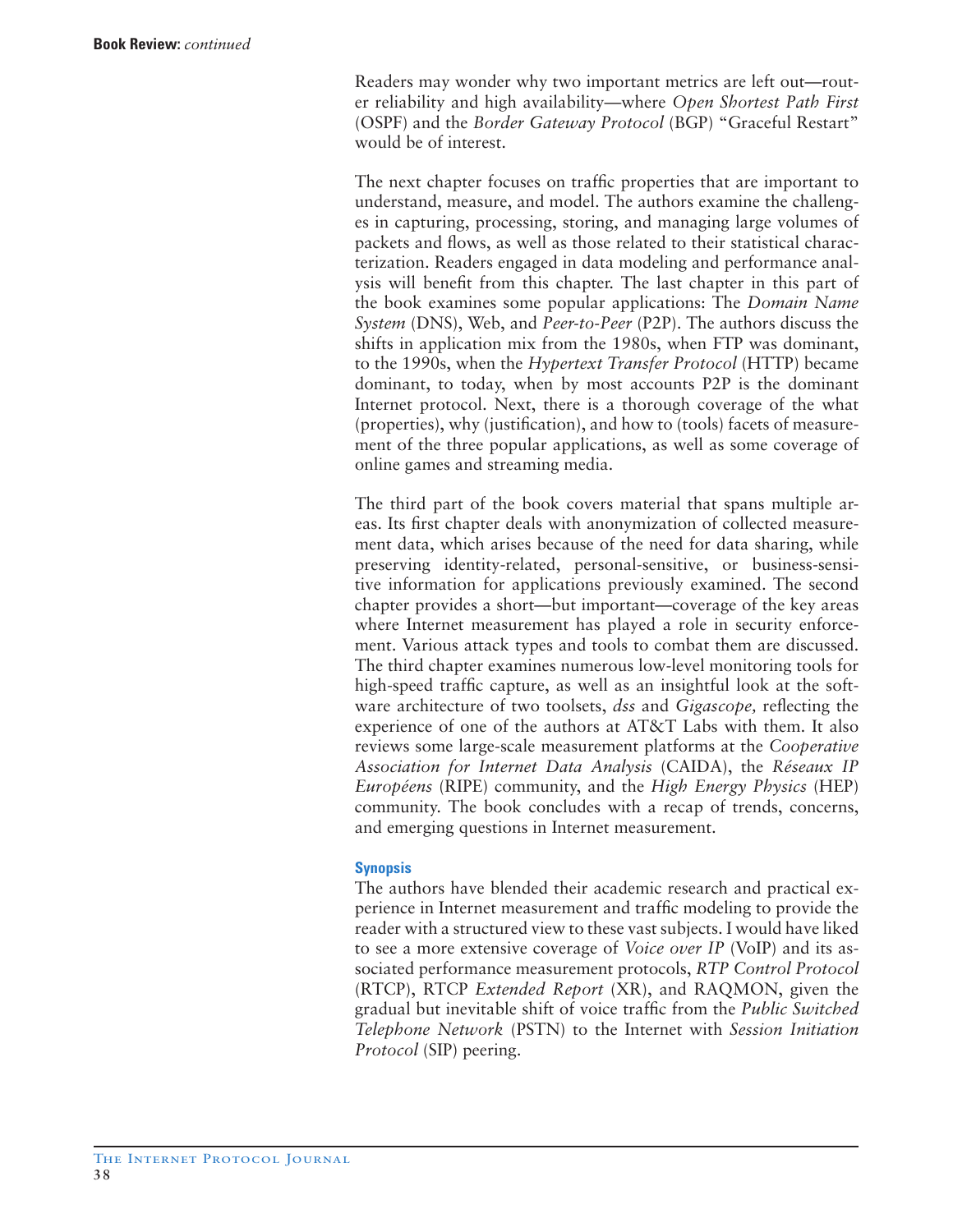Readers may wonder why two important metrics are left out—router reliability and high availability—where *Open Shortest Path First* (OSPF) and the *Border Gateway Protocol* (BGP) "Graceful Restart" would be of interest.

The next chapter focuses on traffic properties that are important to understand, measure, and model. The authors examine the challenges in capturing, processing, storing, and managing large volumes of packets and flows, as well as those related to their statistical characterization. Readers engaged in data modeling and performance analysis will benefit from this chapter. The last chapter in this part of the book examines some popular applications: The *Domain Name System* (DNS), Web, and *Peer-to-Peer* (P2P). The authors discuss the shifts in application mix from the 1980s, when FTP was dominant, to the 1990s, when the *Hypertext Transfer Protocol* (HTTP) became dominant, to today, when by most accounts P2P is the dominant Internet protocol. Next, there is a thorough coverage of the what (properties), why (justification), and how to (tools) facets of measurement of the three popular applications, as well as some coverage of online games and streaming media.

The third part of the book covers material that spans multiple areas. Its first chapter deals with anonymization of collected measurement data, which arises because of the need for data sharing, while preserving identity-related, personal-sensitive, or business-sensitive information for applications previously examined. The second chapter provides a short—but important—coverage of the key areas where Internet measurement has played a role in security enforcement. Various attack types and tools to combat them are discussed. The third chapter examines numerous low-level monitoring tools for high-speed traffic capture, as well as an insightful look at the software architecture of two toolsets, *dss* and *Gigascope,* reflecting the experience of one of the authors at AT&T Labs with them. It also reviews some large-scale measurement platforms at the *Cooperative Association for Internet Data Analysis* (CAIDA), the *Réseaux IP Européens* (RIPE) community, and the *High Energy Physics* (HEP) community. The book concludes with a recap of trends, concerns, and emerging questions in Internet measurement.

### Synopsis

The authors have blended their academic research and practical experience in Internet measurement and traffic modeling to provide the reader with a structured view to these vast subjects. I would have liked to see a more extensive coverage of *Voice over IP* (VoIP) and its associated performance measurement protocols, *RTP Control Protocol* (RTCP), RTCP *Extended Report* (XR), and RAQMON, given the gradual but inevitable shift of voice traffic from the *Public Switched Telephone Network* (PSTN) to the Internet with *Session Initiation Protocol* (SIP) peering.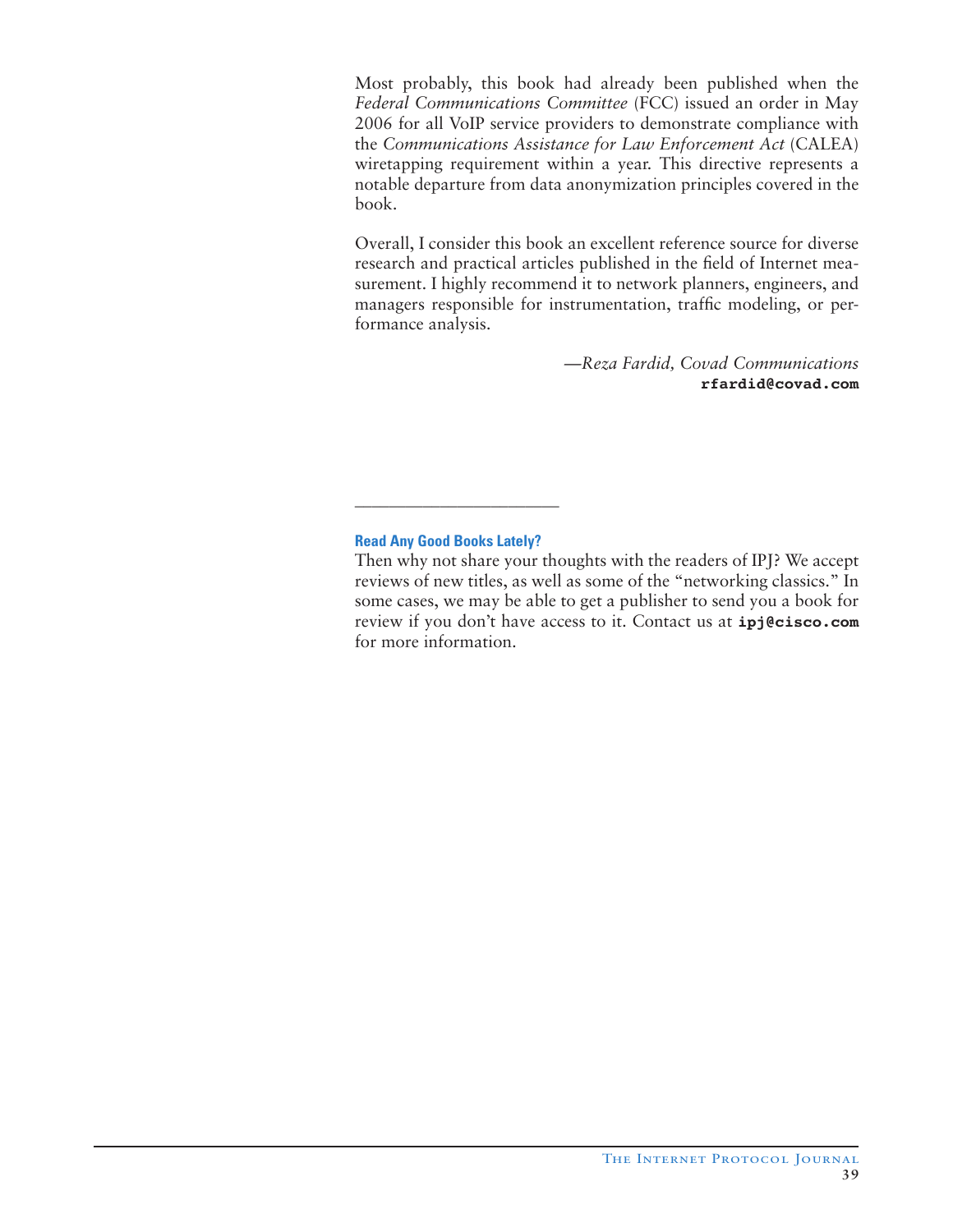Most probably, this book had already been published when the *Federal Communications Committee* (FCC) issued an order in May 2006 for all VoIP service providers to demonstrate compliance with the *Communications Assistance for Law Enforcement Act* (CALEA) wiretapping requirement within a year. This directive represents a notable departure from data anonymization principles covered in the book.

Overall, I consider this book an excellent reference source for diverse research and practical articles published in the field of Internet measurement. I highly recommend it to network planners, engineers, and managers responsible for instrumentation, traffic modeling, or performance analysis.

—*Reza Fardid, Covad Communications*
**rfardid@covad.com**

---

**Read Any Good Books Lately?**

Then why not share your thoughts with the readers of IPJ? We accept reviews of new titles, as well as some of the "networking classics." In some cases, we may be able to get a publisher to send you a book for review if you don't have access to it. Contact us at **ipj@cisco.com** for more information.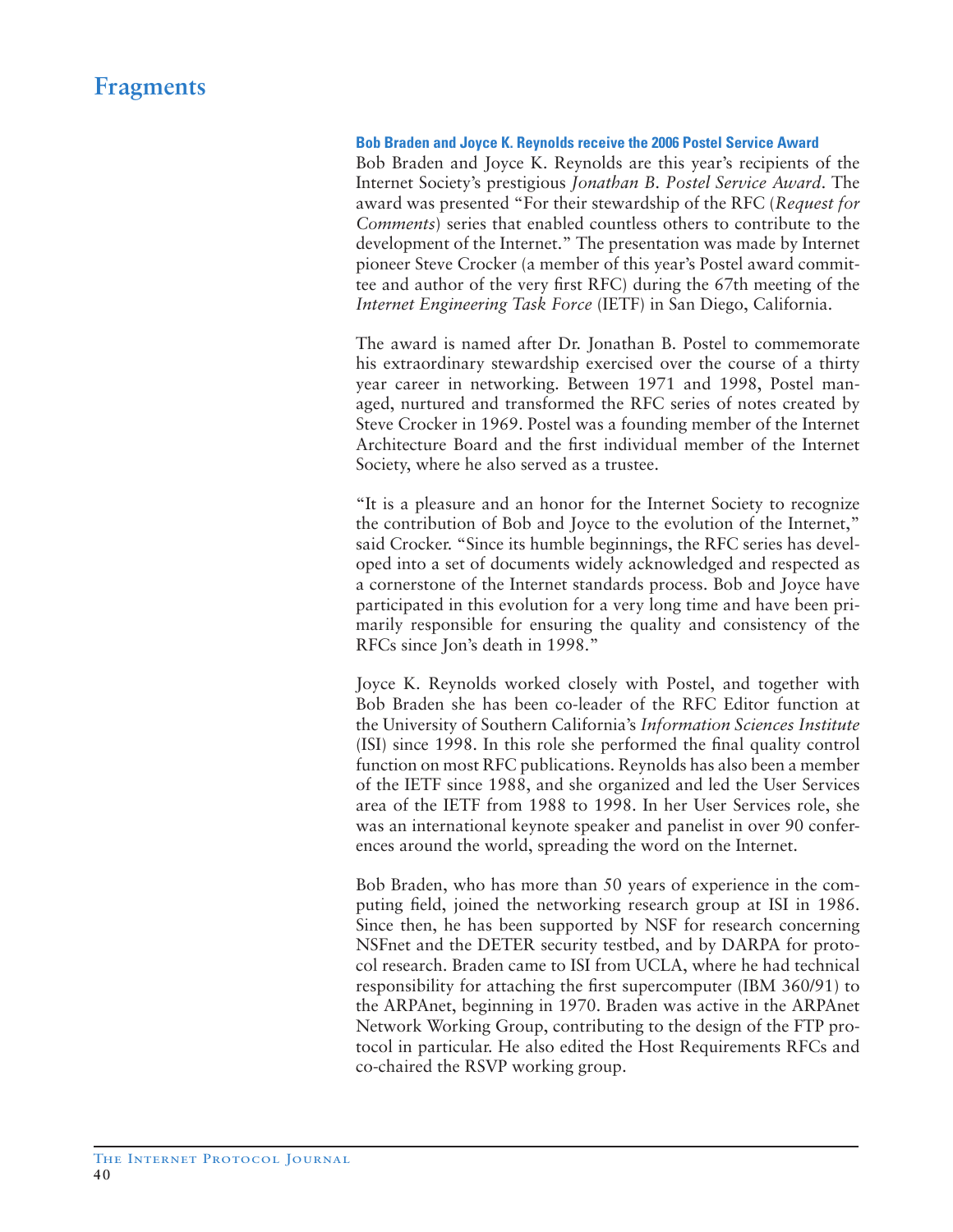# Fragments

### Bob Braden and Joyce K. Reynolds receive the 2006 Postel Service Award

Bob Braden and Joyce K. Reynolds are this year's recipients of the Internet Society's prestigious *Jonathan B. Postel Service Award*. The award was presented "For their stewardship of the RFC (*Request for Comments*) series that enabled countless others to contribute to the development of the Internet." The presentation was made by Internet pioneer Steve Crocker (a member of this year's Postel award committee and author of the very first RFC) during the 67th meeting of the *Internet Engineering Task Force* (IETF) in San Diego, California.

The award is named after Dr. Jonathan B. Postel to commemorate his extraordinary stewardship exercised over the course of a thirty year career in networking. Between 1971 and 1998, Postel managed, nurtured and transformed the RFC series of notes created by Steve Crocker in 1969. Postel was a founding member of the Internet Architecture Board and the first individual member of the Internet Society, where he also served as a trustee.

"It is a pleasure and an honor for the Internet Society to recognize the contribution of Bob and Joyce to the evolution of the Internet," said Crocker. "Since its humble beginnings, the RFC series has developed into a set of documents widely acknowledged and respected as a cornerstone of the Internet standards process. Bob and Joyce have participated in this evolution for a very long time and have been primarily responsible for ensuring the quality and consistency of the RFCs since Jon's death in 1998."

Joyce K. Reynolds worked closely with Postel, and together with Bob Braden she has been co-leader of the RFC Editor function at the University of Southern California's *Information Sciences Institute* (ISI) since 1998. In this role she performed the final quality control function on most RFC publications. Reynolds has also been a member of the IETF since 1988, and she organized and led the User Services area of the IETF from 1988 to 1998. In her User Services role, she was an international keynote speaker and panelist in over 90 conferences around the world, spreading the word on the Internet.

Bob Braden, who has more than 50 years of experience in the computing field, joined the networking research group at ISI in 1986. Since then, he has been supported by NSF for research concerning NSFnet and the DETER security testbed, and by DARPA for protocol research. Braden came to ISI from UCLA, where he had technical responsibility for attaching the first supercomputer (IBM 360/91) to the ARPAnet, beginning in 1970. Braden was active in the ARPAnet Network Working Group, contributing to the design of the FTP protocol in particular. He also edited the Host Requirements RFCs and co-chaired the RSVP working group.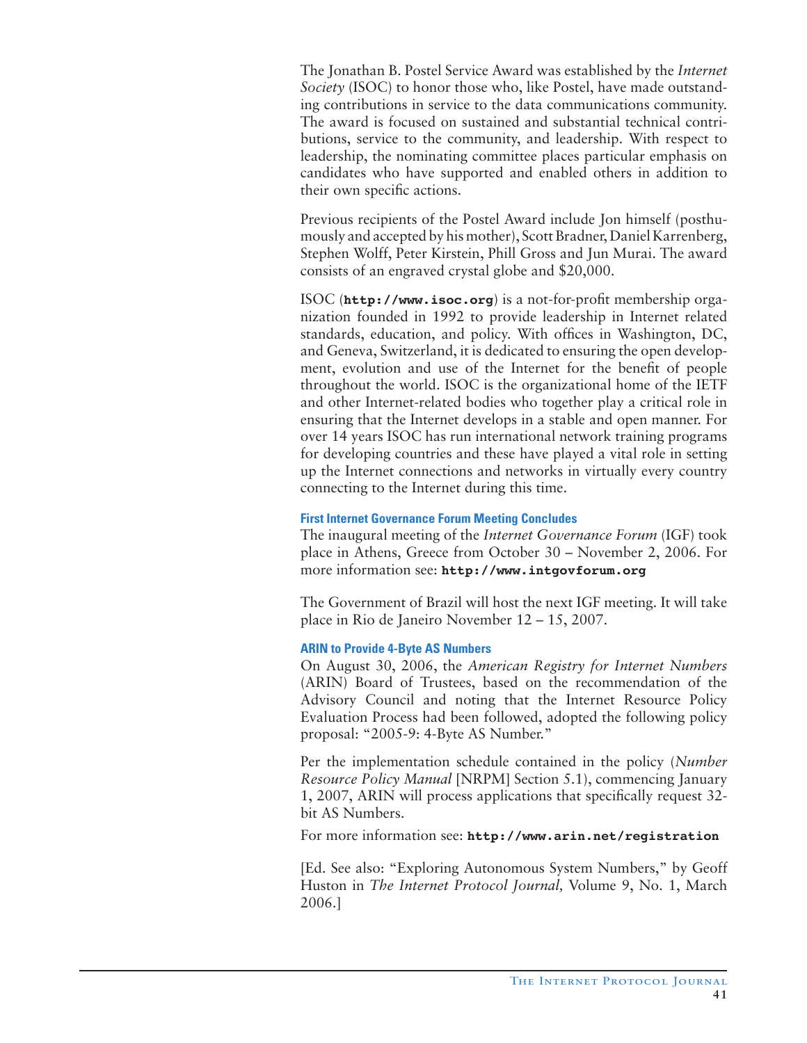The Jonathan B. Postel Service Award was established by the *Internet Society* (ISOC) to honor those who, like Postel, have made outstanding contributions in service to the data communications community. The award is focused on sustained and substantial technical contributions, service to the community, and leadership. With respect to leadership, the nominating committee places particular emphasis on candidates who have supported and enabled others in addition to their own specific actions.

Previous recipients of the Postel Award include Jon himself (posthumously and accepted by his mother), Scott Bradner, Daniel Karrenberg, Stephen Wolff, Peter Kirstein, Phill Gross and Jun Murai. The award consists of an engraved crystal globe and $20,000.

ISOC (**`http://www.isoc.org`**) is a not-for-profit membership organization founded in 1992 to provide leadership in Internet related standards, education, and policy. With offices in Washington, DC, and Geneva, Switzerland, it is dedicated to ensuring the open development, evolution and use of the Internet for the benefit of people throughout the world. ISOC is the organizational home of the IETF and other Internet-related bodies who together play a critical role in ensuring that the Internet develops in a stable and open manner. For over 14 years ISOC has run international network training programs for developing countries and these have played a vital role in setting up the Internet connections and networks in virtually every country connecting to the Internet during this time.

### First Internet Governance Forum Meeting Concludes

The inaugural meeting of the *Internet Governance Forum* (IGF) took place in Athens, Greece from October 30 – November 2, 2006. For more information see: **`http://www.intgovforum.org`**

The Government of Brazil will host the next IGF meeting. It will take place in Rio de Janeiro November 12 – 15, 2007.

### ARIN to Provide 4-Byte AS Numbers

On August 30, 2006, the *American Registry for Internet Numbers* (ARIN) Board of Trustees, based on the recommendation of the Advisory Council and noting that the Internet Resource Policy Evaluation Process had been followed, adopted the following policy proposal: "2005-9: 4-Byte AS Number."

Per the implementation schedule contained in the policy (*Number Resource Policy Manual* [NRPM] Section 5.1), commencing January 1, 2007, ARIN will process applications that specifically request 32-bit AS Numbers.

For more information see: **`http://www.arin.net/registration`**

[Ed. See also: "Exploring Autonomous System Numbers," by Geoff Huston in *The Internet Protocol Journal,* Volume 9, No. 1, March 2006.]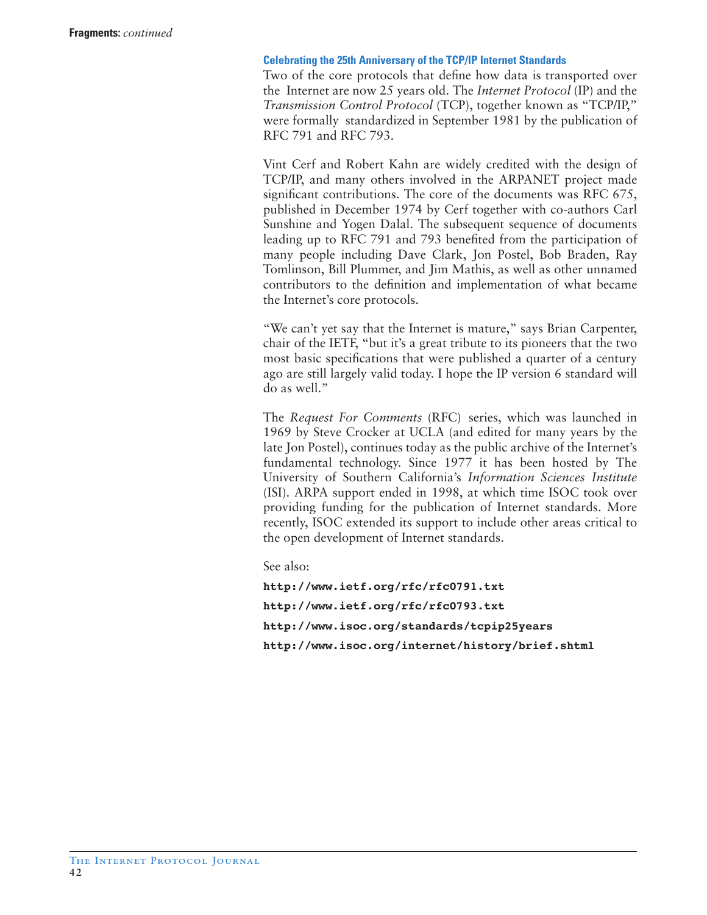### Celebrating the 25th Anniversary of the TCP/IP Internet Standards

Two of the core protocols that define how data is transported over the Internet are now 25 years old. The *Internet Protocol* (IP) and the *Transmission Control Protocol* (TCP), together known as "TCP/IP," were formally standardized in September 1981 by the publication of RFC 791 and RFC 793.

Vint Cerf and Robert Kahn are widely credited with the design of TCP/IP, and many others involved in the ARPANET project made significant contributions. The core of the documents was RFC 675, published in December 1974 by Cerf together with co-authors Carl Sunshine and Yogen Dalal. The subsequent sequence of documents leading up to RFC 791 and 793 benefited from the participation of many people including Dave Clark, Jon Postel, Bob Braden, Ray Tomlinson, Bill Plummer, and Jim Mathis, as well as other unnamed contributors to the definition and implementation of what became the Internet's core protocols.

"We can't yet say that the Internet is mature," says Brian Carpenter, chair of the IETF, "but it's a great tribute to its pioneers that the two most basic specifications that were published a quarter of a century ago are still largely valid today. I hope the IP version 6 standard will do as well."

The *Request For Comments* (RFC) series, which was launched in 1969 by Steve Crocker at UCLA (and edited for many years by the late Jon Postel), continues today as the public archive of the Internet's fundamental technology. Since 1977 it has been hosted by The University of Southern California's *Information Sciences Institute* (ISI). ARPA support ended in 1998, at which time ISOC took over providing funding for the publication of Internet standards. More recently, ISOC extended its support to include other areas critical to the open development of Internet standards.

See also:

**http://www.ietf.org/rfc/rfc0791.txt**

**http://www.ietf.org/rfc/rfc0793.txt**

**http://www.isoc.org/standards/tcpip25years**

**http://www.isoc.org/internet/history/brief.shtml**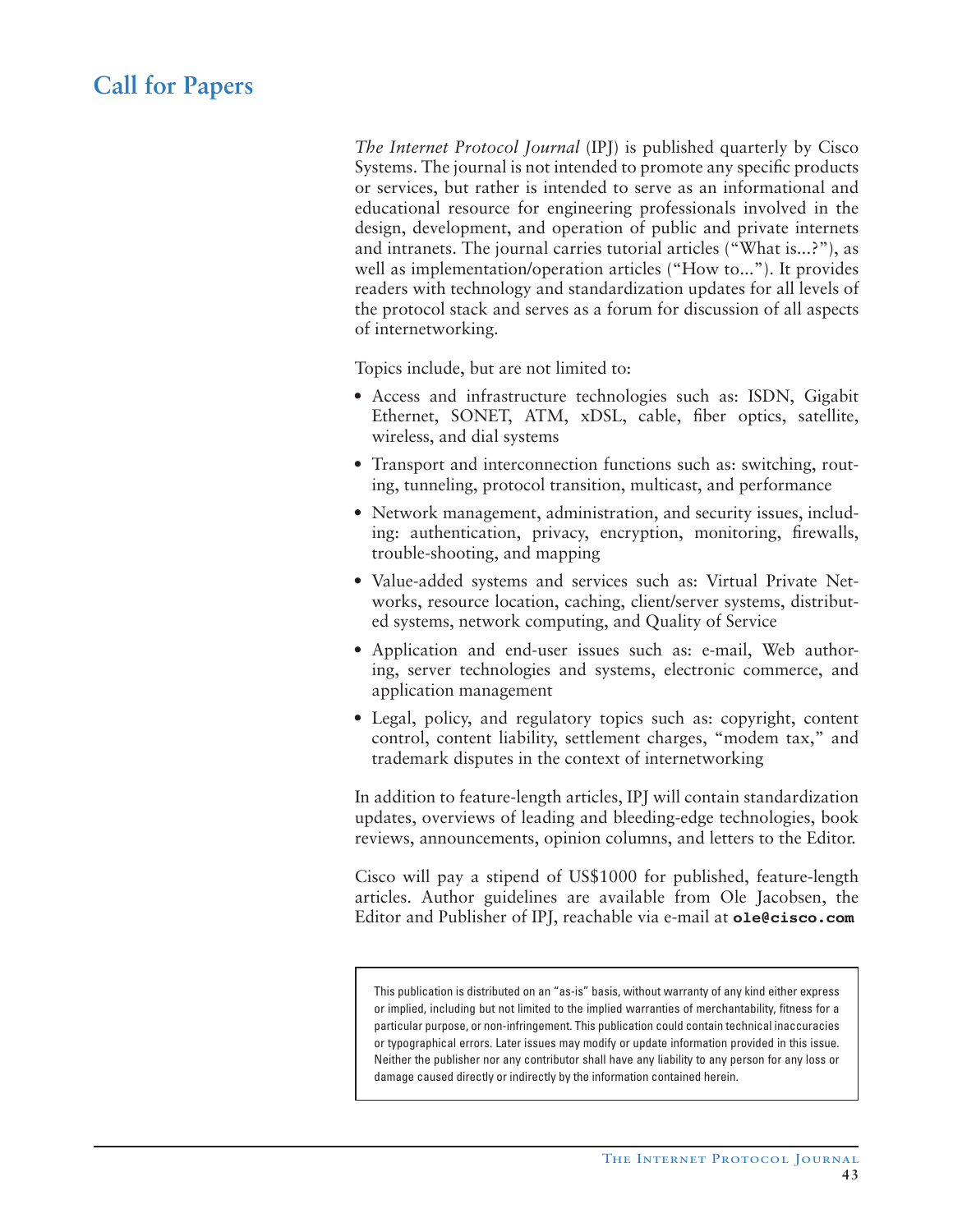# Call for Papers

*The Internet Protocol Journal* (IPJ) is published quarterly by Cisco Systems. The journal is not intended to promote any specific products or services, but rather is intended to serve as an informational and educational resource for engineering professionals involved in the design, development, and operation of public and private internets and intranets. The journal carries tutorial articles ("What is...?"), as well as implementation/operation articles ("How to..."). It provides readers with technology and standardization updates for all levels of the protocol stack and serves as a forum for discussion of all aspects of internetworking.

Topics include, but are not limited to:

- Access and infrastructure technologies such as: ISDN, Gigabit Ethernet, SONET, ATM, xDSL, cable, fiber optics, satellite, wireless, and dial systems
- Transport and interconnection functions such as: switching, routing, tunneling, protocol transition, multicast, and performance
- Network management, administration, and security issues, including: authentication, privacy, encryption, monitoring, firewalls, trouble-shooting, and mapping
- Value-added systems and services such as: Virtual Private Networks, resource location, caching, client/server systems, distributed systems, network computing, and Quality of Service
- Application and end-user issues such as: e-mail, Web authoring, server technologies and systems, electronic commerce, and application management
- Legal, policy, and regulatory topics such as: copyright, content control, content liability, settlement charges, "modem tax," and trademark disputes in the context of internetworking

In addition to feature-length articles, IPJ will contain standardization updates, overviews of leading and bleeding-edge technologies, book reviews, announcements, opinion columns, and letters to the Editor.

Cisco will pay a stipend of US$1000 for published, feature-length articles. Author guidelines are available from Ole Jacobsen, the Editor and Publisher of IPJ, reachable via e-mail at **ole@cisco.com**

This publication is distributed on an "as-is" basis, without warranty of any kind either express or implied, including but not limited to the implied warranties of merchantability, fitness for a particular purpose, or non-infringement. This publication could contain technical inaccuracies or typographical errors. Later issues may modify or update information provided in this issue. Neither the publisher nor any contributor shall have any liability to any person for any loss or damage caused directly or indirectly by the information contained herein.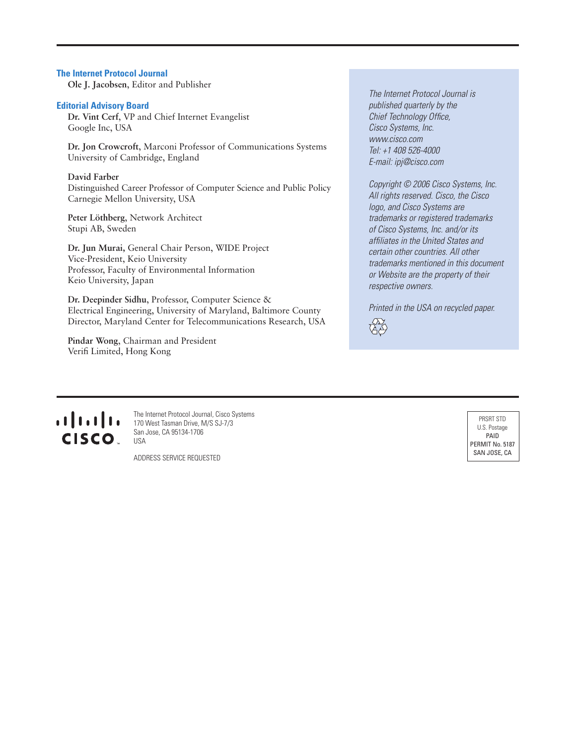## The Internet Protocol Journal

**Ole J. Jacobsen**, Editor and Publisher

## Editorial Advisory Board

**Dr. Vint Cerf**, VP and Chief Internet Evangelist
Google Inc, USA

**Dr. Jon Crowcroft**, Marconi Professor of Communications Systems
University of Cambridge, England

**David Farber**
Distinguished Career Professor of Computer Science and Public Policy
Carnegie Mellon University, USA

**Peter Löthberg**, Network Architect
Stupi AB, Sweden

**Dr. Jun Murai**, General Chair Person, WIDE Project
Vice-President, Keio University
Professor, Faculty of Environmental Information
Keio University, Japan

**Dr. Deepinder Sidhu**, Professor, Computer Science &
Electrical Engineering, University of Maryland, Baltimore County
Director, Maryland Center for Telecommunications Research, USA

**Pindar Wong**, Chairman and President
Verifi Limited, Hong Kong

*The Internet Protocol Journal is published quarterly by the Chief Technology Office, Cisco Systems, Inc.*
*www.cisco.com*
*Tel: +1 408 526-4000*
*E-mail: ipj@cisco.com*

*Copyright © 2006 Cisco Systems, Inc. All rights reserved. Cisco, the Cisco logo, and Cisco Systems are trademarks or registered trademarks of Cisco Systems, Inc. and/or its affiliates in the United States and certain other countries. All other trademarks mentioned in this document or Website are the property of their respective owners.*

*Printed in the USA on recycled paper.*

CISCO

The Internet Protocol Journal, Cisco Systems
170 West Tasman Drive, M/S SJ-7/3
San Jose, CA 95134-1706
USA

ADDRESS SERVICE REQUESTED

PRSRT STD
U.S. Postage
PAID
PERMIT No. 5187
SAN JOSE, CA